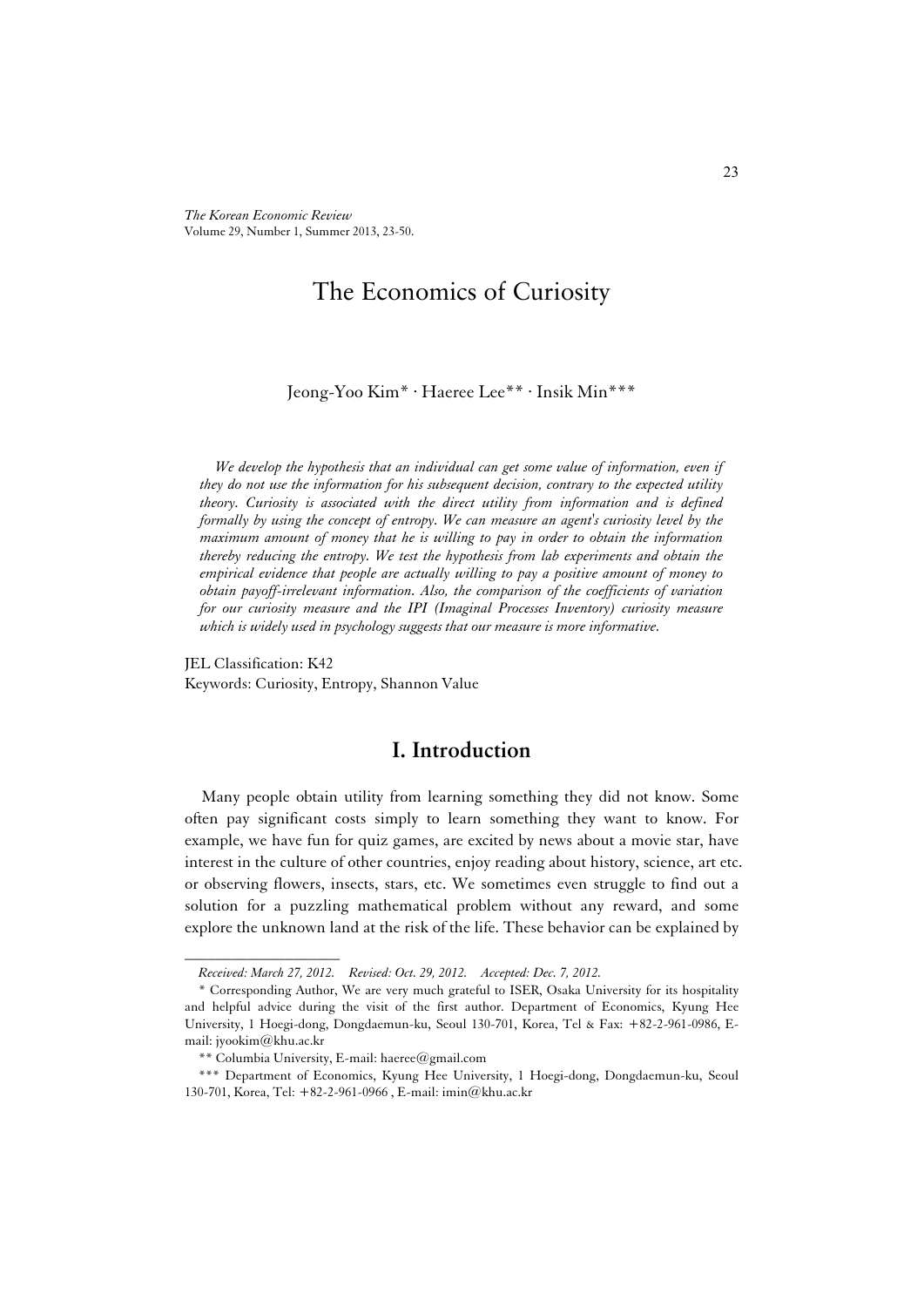# The Economics of Curiosity

Jeong-Yoo Kim* · Haeree Lee** · Insik Min***

*We develop the hypothesis that an individual can get some value of information, even if they do not use the information for his subsequent decision, contrary to the expected utility theory. Curiosity is associated with the direct utility from information and is defined formally by using the concept of entropy. We can measure an agent's curiosity level by the maximum amount of money that he is willing to pay in order to obtain the information thereby reducing the entropy. We test the hypothesis from lab experiments and obtain the empirical evidence that people are actually willing to pay a positive amount of money to obtain payoff-irrelevant information. Also, the comparison of the coefficients of variation for our curiosity measure and the IPI (Imaginal Processes Inventory) curiosity measure which is widely used in psychology suggests that our measure is more informative.*

JEL Classification: K42
Keywords: Curiosity, Entropy, Shannon Value

## I. Introduction

Many people obtain utility from learning something they did not know. Some often pay significant costs simply to learn something they want to know. For example, we have fun for quiz games, are excited by news about a movie star, have interest in the culture of other countries, enjoy reading about history, science, art etc. or observing flowers, insects, stars, etc. We sometimes even struggle to find out a solution for a puzzling mathematical problem without any reward, and some explore the unknown land at the risk of the life. These behavior can be explained by

---

*Received: March 27, 2012. Revised: Oct. 29, 2012. Accepted: Dec. 7, 2012.*

\* Corresponding Author, We are very much grateful to ISER, Osaka University for its hospitality and helpful advice during the visit of the first author. Department of Economics, Kyung Hee University, 1 Hoegi-dong, Dongdaemun-ku, Seoul 130-701, Korea, Tel & Fax: +82-2-961-0986, E-mail: jyookim@khu.ac.kr

\** Columbia University, E-mail: haeree@gmail.com

\*** Department of Economics, Kyung Hee University, 1 Hoegi-dong, Dongdaemun-ku, Seoul 130-701, Korea, Tel: +82-2-961-0966 , E-mail: imin@khu.ac.kr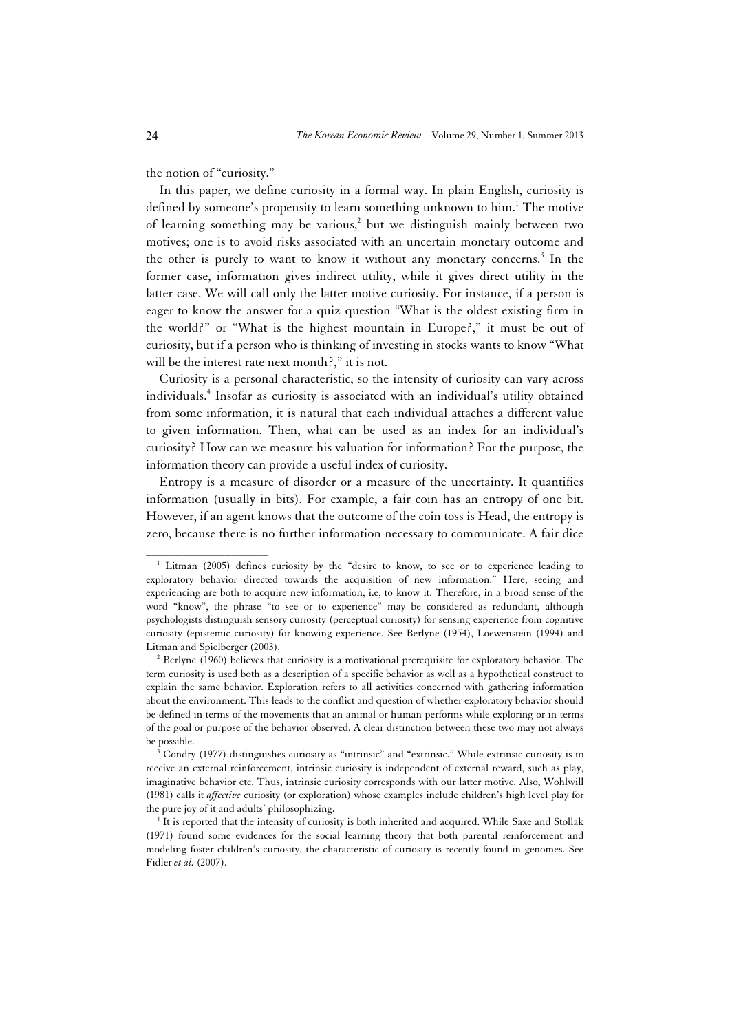the notion of "curiosity."

In this paper, we define curiosity in a formal way. In plain English, curiosity is defined by someone's propensity to learn something unknown to him.[1] The motive of learning something may be various,[2] but we distinguish mainly between two motives; one is to avoid risks associated with an uncertain monetary outcome and the other is purely to want to know it without any monetary concerns.[3] In the former case, information gives indirect utility, while it gives direct utility in the latter case. We will call only the latter motive curiosity. For instance, if a person is eager to know the answer for a quiz question "What is the oldest existing firm in the world?" or "What is the highest mountain in Europe?," it must be out of curiosity, but if a person who is thinking of investing in stocks wants to know "What will be the interest rate next month?," it is not.

Curiosity is a personal characteristic, so the intensity of curiosity can vary across individuals.[4] Insofar as curiosity is associated with an individual's utility obtained from some information, it is natural that each individual attaches a different value to given information. Then, what can be used as an index for an individual's curiosity? How can we measure his valuation for information? For the purpose, the information theory can provide a useful index of curiosity.

Entropy is a measure of disorder or a measure of the uncertainty. It quantifies information (usually in bits). For example, a fair coin has an entropy of one bit. However, if an agent knows that the outcome of the coin toss is Head, the entropy is zero, because there is no further information necessary to communicate. A fair dice

---

[1] Litman (2005) defines curiosity by the "desire to know, to see or to experience leading to exploratory behavior directed towards the acquisition of new information." Here, seeing and experiencing are both to acquire new information, i.e, to know it. Therefore, in a broad sense of the word "know", the phrase "to see or to experience" may be considered as redundant, although psychologists distinguish sensory curiosity (perceptual curiosity) for sensing experience from cognitive curiosity (epistemic curiosity) for knowing experience. See Berlyne (1954), Loewenstein (1994) and Litman and Spielberger (2003).

[2] Berlyne (1960) believes that curiosity is a motivational prerequisite for exploratory behavior. The term curiosity is used both as a description of a specific behavior as well as a hypothetical construct to explain the same behavior. Exploration refers to all activities concerned with gathering information about the environment. This leads to the conflict and question of whether exploratory behavior should be defined in terms of the movements that an animal or human performs while exploring or in terms of the goal or purpose of the behavior observed. A clear distinction between these two may not always be possible.

[3] Condry (1977) distinguishes curiosity as "intrinsic" and "extrinsic." While extrinsic curiosity is to receive an external reinforcement, intrinsic curiosity is independent of external reward, such as play, imaginative behavior etc. Thus, intrinsic curiosity corresponds with our latter motive. Also, Wohlwill (1981) calls it *affective* curiosity (or exploration) whose examples include children's high level play for the pure joy of it and adults' philosophizing.

[4] It is reported that the intensity of curiosity is both inherited and acquired. While Saxe and Stollak (1971) found some evidences for the social learning theory that both parental reinforcement and modeling foster children's curiosity, the characteristic of curiosity is recently found in genomes. See Fidler *et al.* (2007).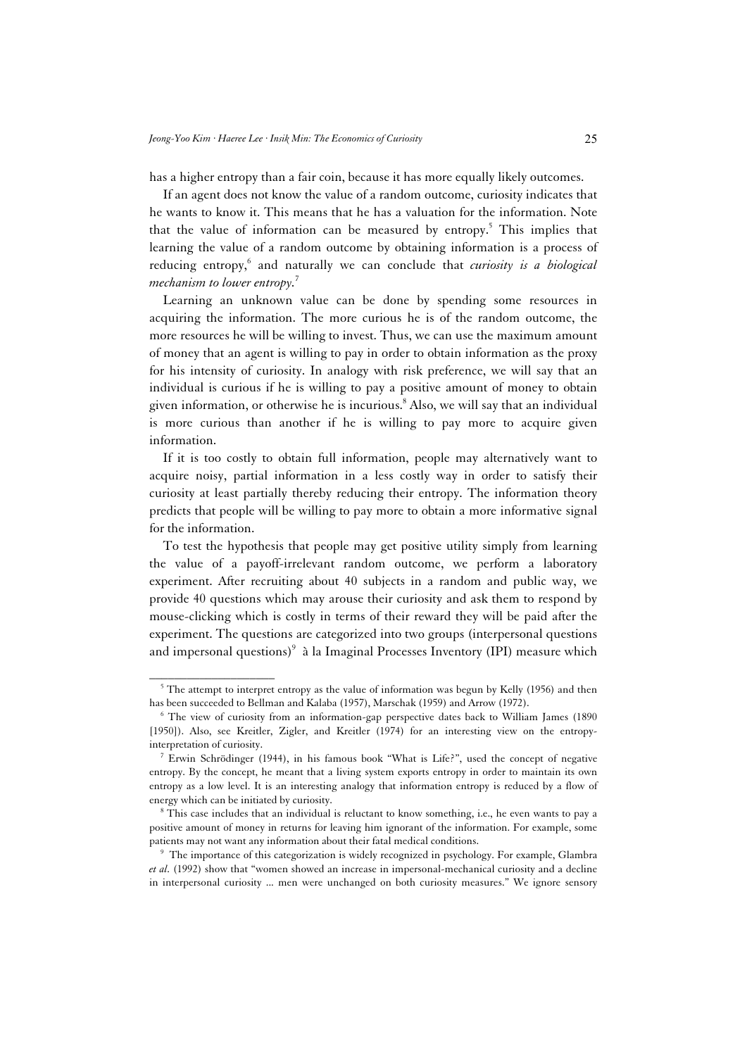has a higher entropy than a fair coin, because it has more equally likely outcomes.

If an agent does not know the value of a random outcome, curiosity indicates that he wants to know it. This means that he has a valuation for the information. Note that the value of information can be measured by entropy.[5] This implies that learning the value of a random outcome by obtaining information is a process of reducing entropy,[6] and naturally we can conclude that *curiosity is a biological mechanism to lower entropy*.[7]

Learning an unknown value can be done by spending some resources in acquiring the information. The more curious he is of the random outcome, the more resources he will be willing to invest. Thus, we can use the maximum amount of money that an agent is willing to pay in order to obtain information as the proxy for his intensity of curiosity. In analogy with risk preference, we will say that an individual is curious if he is willing to pay a positive amount of money to obtain given information, or otherwise he is incurious.[8] Also, we will say that an individual is more curious than another if he is willing to pay more to acquire given information.

If it is too costly to obtain full information, people may alternatively want to acquire noisy, partial information in a less costly way in order to satisfy their curiosity at least partially thereby reducing their entropy. The information theory predicts that people will be willing to pay more to obtain a more informative signal for the information.

To test the hypothesis that people may get positive utility simply from learning the value of a payoff-irrelevant random outcome, we perform a laboratory experiment. After recruiting about 40 subjects in a random and public way, we provide 40 questions which may arouse their curiosity and ask them to respond by mouse-clicking which is costly in terms of their reward they will be paid after the experiment. The questions are categorized into two groups (interpersonal questions and impersonal questions)[9] à la Imaginal Processes Inventory (IPI) measure which

---

[5] The attempt to interpret entropy as the value of information was begun by Kelly (1956) and then has been succeeded to Bellman and Kalaba (1957), Marschak (1959) and Arrow (1972).

[6] The view of curiosity from an information-gap perspective dates back to William James (1890 [1950]). Also, see Kreitler, Zigler, and Kreitler (1974) for an interesting view on the entropy-interpretation of curiosity.

[7] Erwin Schrödinger (1944), in his famous book "What is Life?", used the concept of negative entropy. By the concept, he meant that a living system exports entropy in order to maintain its own entropy as a low level. It is an interesting analogy that information entropy is reduced by a flow of energy which can be initiated by curiosity.

[8] This case includes that an individual is reluctant to know something, i.e., he even wants to pay a positive amount of money in returns for leaving him ignorant of the information. For example, some patients may not want any information about their fatal medical conditions.

[9] The importance of this categorization is widely recognized in psychology. For example, Glambra *et al.* (1992) show that "women showed an increase in impersonal-mechanical curiosity and a decline in interpersonal curiosity ... men were unchanged on both curiosity measures." We ignore sensory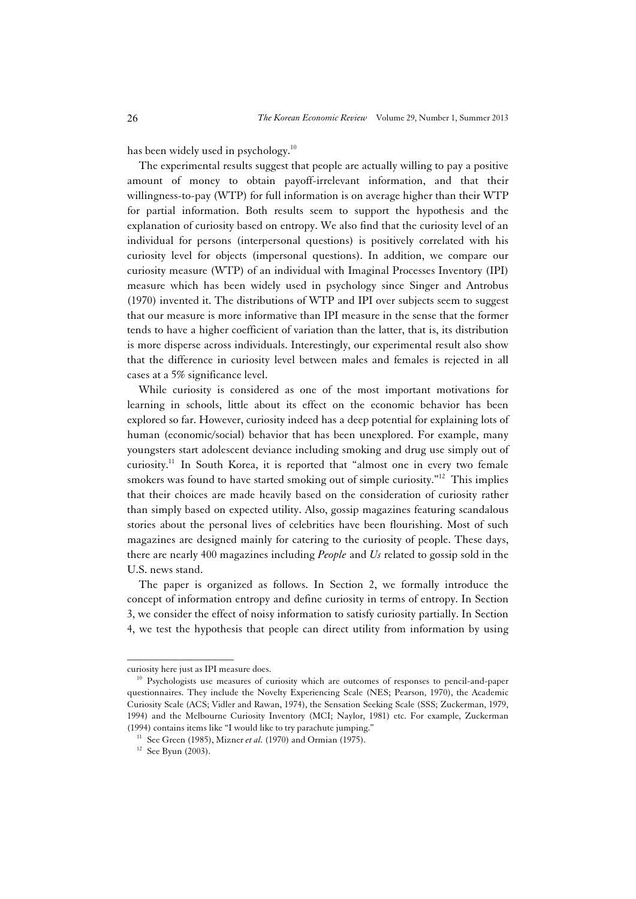has been widely used in psychology.[10]

The experimental results suggest that people are actually willing to pay a positive amount of money to obtain payoff-irrelevant information, and that their willingness-to-pay (WTP) for full information is on average higher than their WTP for partial information. Both results seem to support the hypothesis and the explanation of curiosity based on entropy. We also find that the curiosity level of an individual for persons (interpersonal questions) is positively correlated with his curiosity level for objects (impersonal questions). In addition, we compare our curiosity measure (WTP) of an individual with Imaginal Processes Inventory (IPI) measure which has been widely used in psychology since Singer and Antrobus (1970) invented it. The distributions of WTP and IPI over subjects seem to suggest that our measure is more informative than IPI measure in the sense that the former tends to have a higher coefficient of variation than the latter, that is, its distribution is more disperse across individuals. Interestingly, our experimental result also show that the difference in curiosity level between males and females is rejected in all cases at a 5% significance level.

While curiosity is considered as one of the most important motivations for learning in schools, little about its effect on the economic behavior has been explored so far. However, curiosity indeed has a deep potential for explaining lots of human (economic/social) behavior that has been unexplored. For example, many youngsters start adolescent deviance including smoking and drug use simply out of curiosity.[11] In South Korea, it is reported that "almost one in every two female smokers was found to have started smoking out of simple curiosity."[12] This implies that their choices are made heavily based on the consideration of curiosity rather than simply based on expected utility. Also, gossip magazines featuring scandalous stories about the personal lives of celebrities have been flourishing. Most of such magazines are designed mainly for catering to the curiosity of people. These days, there are nearly 400 magazines including *People* and *Us* related to gossip sold in the U.S. news stand.

The paper is organized as follows. In Section 2, we formally introduce the concept of information entropy and define curiosity in terms of entropy. In Section 3, we consider the effect of noisy information to satisfy curiosity partially. In Section 4, we test the hypothesis that people can direct utility from information by using

---

curiosity here just as IPI measure does.

[10] Psychologists use measures of curiosity which are outcomes of responses to pencil-and-paper questionnaires. They include the Novelty Experiencing Scale (NES; Pearson, 1970), the Academic Curiosity Scale (ACS; Vidler and Rawan, 1974), the Sensation Seeking Scale (SSS; Zuckerman, 1979, 1994) and the Melbourne Curiosity Inventory (MCI; Naylor, 1981) etc. For example, Zuckerman (1994) contains items like "I would like to try parachute jumping."

[11] See Green (1985), Mizner *et al.* (1970) and Ormian (1975).

[12] See Byun (2003).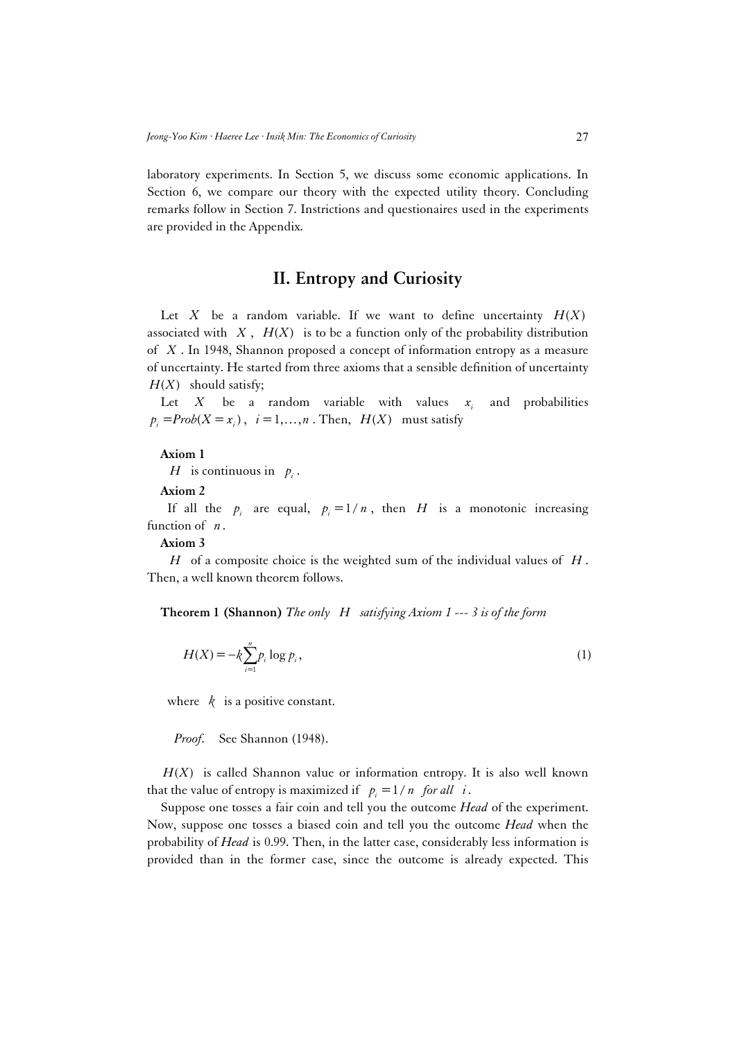laboratory experiments. In Section 5, we discuss some economic applications. In Section 6, we compare our theory with the expected utility theory. Concluding remarks follow in Section 7. Instrictions and questionaires used in the experiments are provided in the Appendix.

## II. Entropy and Curiosity

Let $X$ be a random variable. If we want to define uncertainty $H(X)$ associated with $X$, $H(X)$ is to be a function only of the probability distribution of $X$. In 1948, Shannon proposed a concept of information entropy as a measure of uncertainty. He started from three axioms that a sensible definition of uncertainty $H(X)$ should satisfy;

Let $X$ be a random variable with values $x_i$ and probabilities $p_i = Prob(X = x_i)$, $i = 1, \ldots, n$. Then, $H(X)$ must satisfy

**Axiom 1**

$H$ is continuous in $p_i$.

**Axiom 2**

If all the $p_i$ are equal, $p_i = 1/n$, then $H$ is a monotonic increasing function of $n$.

**Axiom 3**

$H$ of a composite choice is the weighted sum of the individual values of $H$. Then, a well known theorem follows.

**Theorem 1 (Shannon)** *The only* $H$ *satisfying Axiom 1 --- 3 is of the form*

$$H(X) = -k \sum_{i=1}^{n} p_i \log p_i, \tag{1}$$

where $k$ is a positive constant.

*Proof.* See Shannon (1948).

$H(X)$ is called Shannon value or information entropy. It is also well known that the value of entropy is maximized if $p_i = 1/n$ *for all* $i$.

Suppose one tosses a fair coin and tell you the outcome *Head* of the experiment. Now, suppose one tosses a biased coin and tell you the outcome *Head* when the probability of *Head* is 0.99. Then, in the latter case, considerably less information is provided than in the former case, since the outcome is already expected. This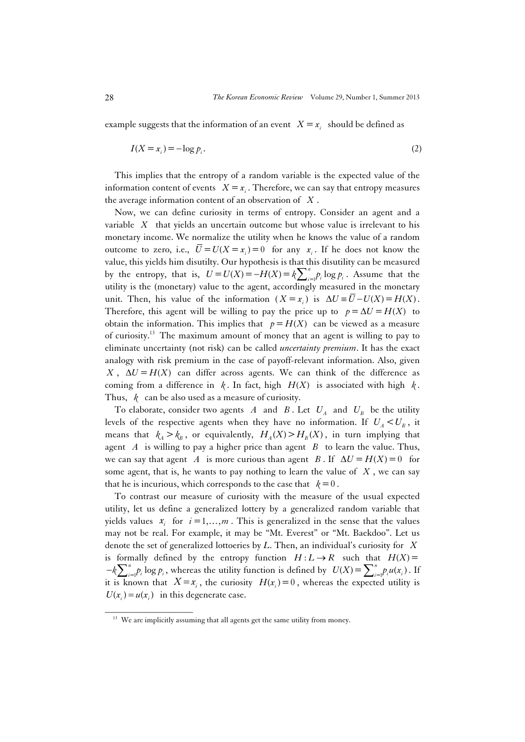example suggests that the information of an event $X = x_i$ should be defined as

$$I(X = x_i) = -\log p_i. \tag{2}$$

This implies that the entropy of a random variable is the expected value of the information content of events $X = x_i$. Therefore, we can say that entropy measures the average information content of an observation of $X$.

Now, we can define curiosity in terms of entropy. Consider an agent and a variable $X$ that yields an uncertain outcome but whose value is irrelevant to his monetary income. We normalize the utility when he knows the value of a random outcome to zero, i.e., $\bar{U} = U(X = x_i) = 0$ for any $x_i$. If he does not know the value, this yields him disutilty. Our hypothesis is that this disutility can be measured by the entropy, that is, $U = U(X) = -H(X) = k\sum_{i=1}^{n} p_i \log p_i$. Assume that the utility is the (monetary) value to the agent, accordingly measured in the monetary unit. Then, his value of the information $(X = x_i)$ is $\Delta U \equiv \bar{U} - U(X) = H(X)$. Therefore, this agent will be willing to pay the price up to $p = \Delta U = H(X)$ to obtain the information. This implies that $p = H(X)$ can be viewed as a measure of curiosity.[13] The maximum amount of money that an agent is willing to pay to eliminate uncertainty (not risk) can be called *uncertainty premium*. It has the exact analogy with risk premium in the case of payoff-relevant information. Also, given $X$, $\Delta U = H(X)$ can differ across agents. We can think of the difference as coming from a difference in $k$. In fact, high $H(X)$ is associated with high $k$. Thus, $k$ can be also used as a measure of curiosity.

To elaborate, consider two agents $A$ and $B$. Let $U_A$ and $U_B$ be the utility levels of the respective agents when they have no information. If $U_A < U_B$, it means that $k_A > k_B$, or equivalently, $H_A(X) > H_B(X)$, in turn implying that agent $A$ is willing to pay a higher price than agent $B$ to learn the value. Thus, we can say that agent $A$ is more curious than agent $B$. If $\Delta U = H(X) = 0$ for some agent, that is, he wants to pay nothing to learn the value of $X$, we can say that he is incurious, which corresponds to the case that $k = 0$.

To contrast our measure of curiosity with the measure of the usual expected utility, let us define a generalized lottery by a generalized random variable that yields values $x_i$ for $i = 1, \ldots, m$. This is generalized in the sense that the values may not be real. For example, it may be "Mt. Everest" or "Mt. Baekdoo". Let us denote the set of generalized lottoeries by $L$. Then, an individual's curiosity for $X$ is formally defined by the entropy function $H : L \to R$ such that $H(X) = -k\sum_{i=1}^{n} p_i \log p_i$, whereas the utility function is defined by $U(X) = \sum_{i=1}^{n} p_i u(x_i)$. If it is known that $X = x_i$, the curiosity $H(x_i) = 0$, whereas the expected utility is $U(x_i) = u(x_i)$ in this degenerate case.

---

[13] We are implicitly assuming that all agents get the same utility from money.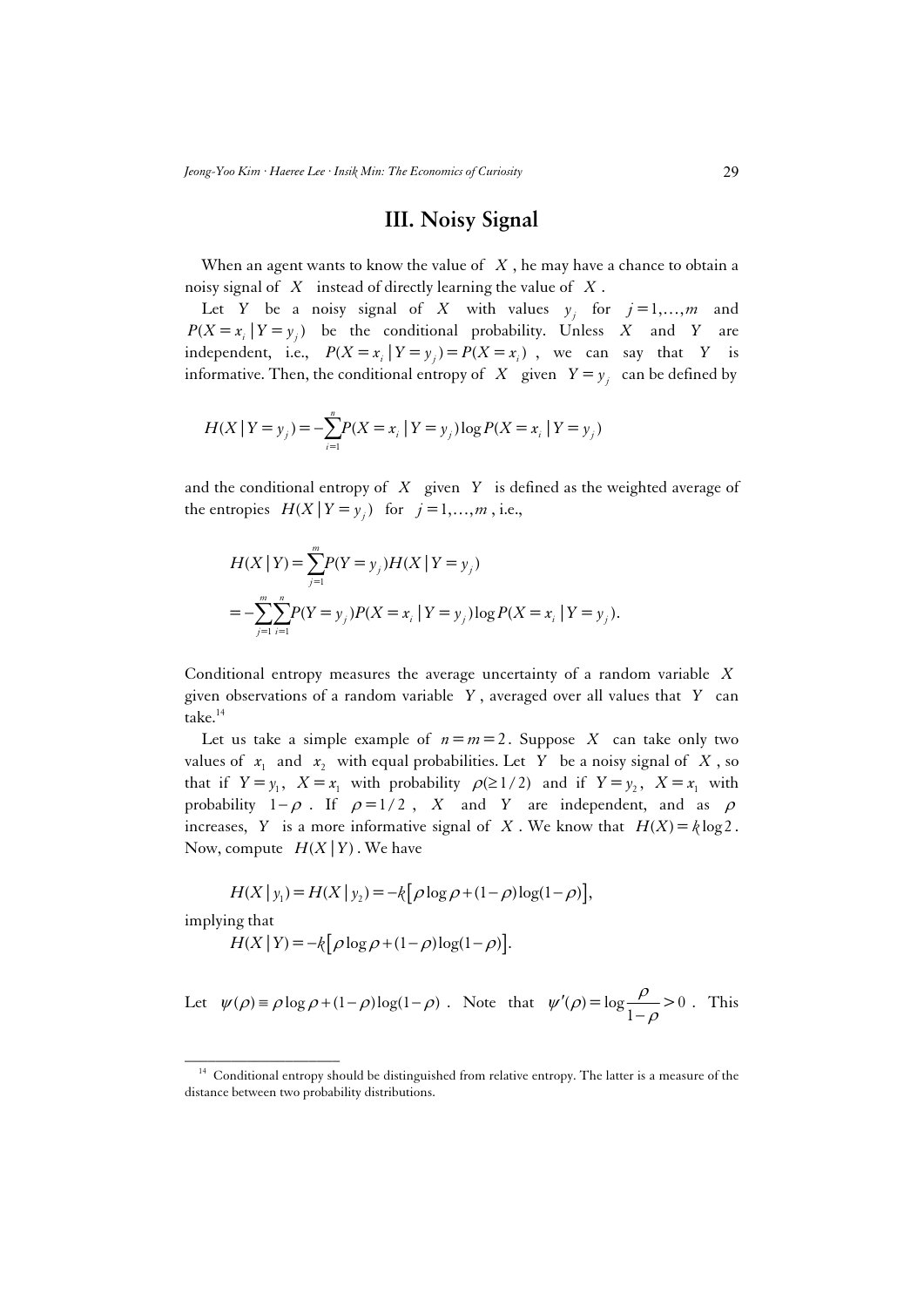## III. Noisy Signal

When an agent wants to know the value of $X$, he may have a chance to obtain a noisy signal of $X$ instead of directly learning the value of $X$.

Let $Y$ be a noisy signal of $X$ with values $y_j$ for $j = 1, \ldots, m$ and $P(X = x_i \,|\, Y = y_j)$ be the conditional probability. Unless $X$ and $Y$ are independent, i.e., $P(X = x_i \,|\, Y = y_j) = P(X = x_i)$, we can say that $Y$ is informative. Then, the conditional entropy of $X$ given $Y = y_j$ can be defined by

$$H(X \,|\, Y = y_j) = -\sum_{i=1}^{n} P(X = x_i \,|\, Y = y_j) \log P(X = x_i \,|\, Y = y_j)$$

and the conditional entropy of $X$ given $Y$ is defined as the weighted average of the entropies $H(X \,|\, Y = y_j)$ for $j = 1, \ldots, m$, i.e.,

$$\begin{aligned} H(X \,|\, Y) &= \sum_{j=1}^{m} P(Y = y_j) H(X \,|\, Y = y_j) \\ &= -\sum_{j=1}^{m} \sum_{i=1}^{n} P(Y = y_j) P(X = x_i \,|\, Y = y_j) \log P(X = x_i \,|\, Y = y_j). \end{aligned}$$

Conditional entropy measures the average uncertainty of a random variable $X$ given observations of a random variable $Y$, averaged over all values that $Y$ can take.[14]

Let us take a simple example of $n = m = 2$. Suppose $X$ can take only two values of $x_1$ and $x_2$ with equal probabilities. Let $Y$ be a noisy signal of $X$, so that if $Y = y_1$, $X = x_1$ with probability $\rho (\geq 1/2)$ and if $Y = y_2$, $X = x_1$ with probability $1 - \rho$. If $\rho = 1/2$, $X$ and $Y$ are independent, and as $\rho$ increases, $Y$ is a more informative signal of $X$. We know that $H(X) = k \log 2$. Now, compute $H(X \,|\, Y)$. We have

$$H(X \,|\, y_1) = H(X \,|\, y_2) = -k\left[\rho \log \rho + (1 - \rho) \log(1 - \rho)\right],$$

implying that

$$H(X \,|\, Y) = -k\left[\rho \log \rho + (1 - \rho) \log(1 - \rho)\right].$$

Let $\psi(\rho) \equiv \rho \log \rho + (1 - \rho) \log(1 - \rho)$. Note that $\psi'(\rho) = \log \dfrac{\rho}{1 - \rho} > 0$. This

---

[14] Conditional entropy should be distinguished from relative entropy. The latter is a measure of the distance between two probability distributions.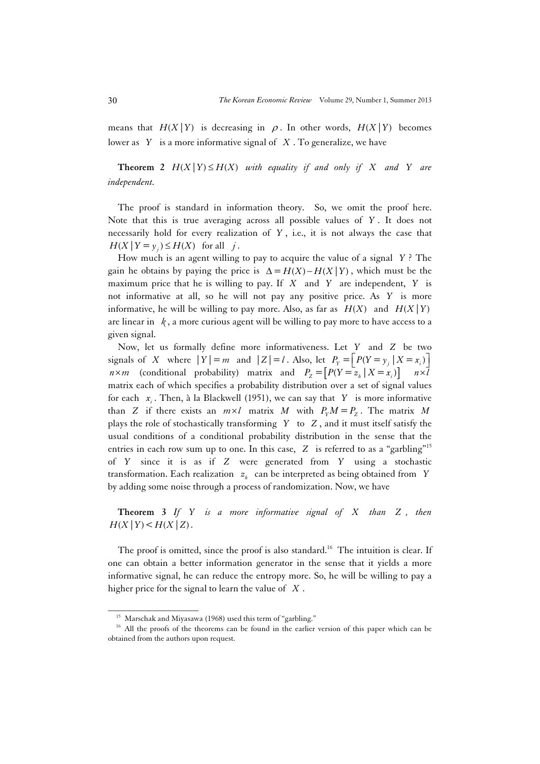means that $H(X|Y)$ is decreasing in $\rho$. In other words, $H(X|Y)$ becomes lower as $Y$ is a more informative signal of $X$. To generalize, we have

**Theorem 2** *$H(X|Y) \leq H(X)$ with equality if and only if $X$ and $Y$ are independent.*

The proof is standard in information theory. So, we omit the proof here. Note that this is true averaging across all possible values of $Y$. It does not necessarily hold for every realization of $Y$, i.e., it is not always the case that $H(X|Y = y_j) \leq H(X)$ for all $j$.

How much is an agent willing to pay to acquire the value of a signal $Y$? The gain he obtains by paying the price is $\Delta = H(X) - H(X|Y)$, which must be the maximum price that he is willing to pay. If $X$ and $Y$ are independent, $Y$ is not informative at all, so he will not pay any positive price. As $Y$ is more informative, he will be willing to pay more. Also, as far as $H(X)$ and $H(X|Y)$ are linear in $k$, a more curious agent will be willing to pay more to have access to a given signal.

Now, let us formally define more informativeness. Let $Y$ and $Z$ be two signals of $X$ where $|Y| = m$ and $|Z| = l$. Also, let $P_Y = \left[P(Y = y_j \mid X = x_i)\right]$ $n \times m$ (conditional probability) matrix and $P_Z = \left[P(Y = z_h \mid X = x_i)\right]$ $n \times l$ matrix each of which specifies a probability distribution over a set of signal values for each $x_i$. Then, à la Blackwell (1951), we can say that $Y$ is more informative than $Z$ if there exists an $m \times l$ matrix $M$ with $P_Y M = P_Z$. The matrix $M$ plays the role of stochastically transforming $Y$ to $Z$, and it must itself satisfy the usual conditions of a conditional probability distribution in the sense that the entries in each row sum up to one. In this case, $Z$ is referred to as a "garbling"[15] of $Y$ since it is as if $Z$ were generated from $Y$ using a stochastic transformation. Each realization $z_h$ can be interpreted as being obtained from $Y$ by adding some noise through a process of randomization. Now, we have

**Theorem 3** *If $Y$ is a more informative signal of $X$ than $Z$, then $H(X|Y) < H(X|Z)$.*

The proof is omitted, since the proof is also standard.[16] The intuition is clear. If one can obtain a better information generator in the sense that it yields a more informative signal, he can reduce the entropy more. So, he will be willing to pay a higher price for the signal to learn the value of $X$.

---

[15] Marschak and Miyasawa (1968) used this term of "garbling."

[16] All the proofs of the theorems can be found in the earlier version of this paper which can be obtained from the authors upon request.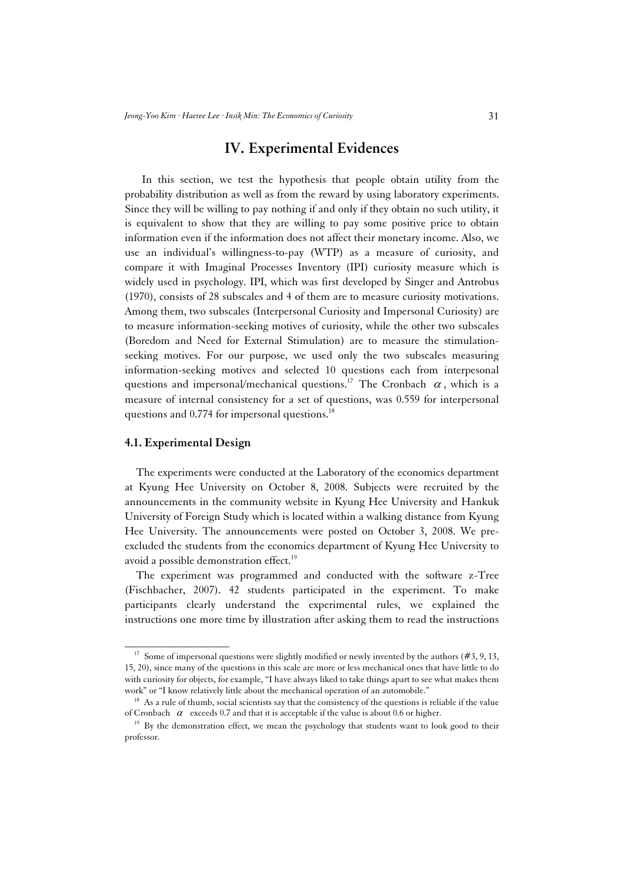## IV. Experimental Evidences

In this section, we test the hypothesis that people obtain utility from the probability distribution as well as from the reward by using laboratory experiments. Since they will be willing to pay nothing if and only if they obtain no such utility, it is equivalent to show that they are willing to pay some positive price to obtain information even if the information does not affect their monetary income. Also, we use an individual's willingness-to-pay (WTP) as a measure of curiosity, and compare it with Imaginal Processes Inventory (IPI) curiosity measure which is widely used in psychology. IPI, which was first developed by Singer and Antrobus (1970), consists of 28 subscales and 4 of them are to measure curiosity motivations. Among them, two subscales (Interpersonal Curiosity and Impersonal Curiosity) are to measure information-seeking motives of curiosity, while the other two subscales (Boredom and Need for External Stimulation) are to measure the stimulation-seeking motives. For our purpose, we used only the two subscales measuring information-seeking motives and selected 10 questions each from interpesonal questions and impersonal/mechanical questions.[17] The Cronbach $\alpha$, which is a measure of internal consistency for a set of questions, was 0.559 for interpersonal questions and 0.774 for impersonal questions.[18]

### 4.1. Experimental Design

The experiments were conducted at the Laboratory of the economics department at Kyung Hee University on October 8, 2008. Subjects were recruited by the announcements in the community website in Kyung Hee University and Hankuk University of Foreign Study which is located within a walking distance from Kyung Hee University. The announcements were posted on October 3, 2008. We pre-excluded the students from the economics department of Kyung Hee University to avoid a possible demonstration effect.[19]

The experiment was programmed and conducted with the software z-Tree (Fischbacher, 2007). 42 students participated in the experiment. To make participants clearly understand the experimental rules, we explained the instructions one more time by illustration after asking them to read the instructions

---

[17] Some of impersonal questions were slightly modified or newly invented by the authors (#3, 9, 13, 15, 20), since many of the questions in this scale are more or less mechanical ones that have little to do with curiosity for objects, for example, "I have always liked to take things apart to see what makes them work" or "I know relatively little about the mechanical operation of an automobile."

[18] As a rule of thumb, social scientists say that the consistency of the questions is reliable if the value of Cronbach $\alpha$ exceeds 0.7 and that it is acceptable if the value is about 0.6 or higher.

[19] By the demonstration effect, we mean the psychology that students want to look good to their professor.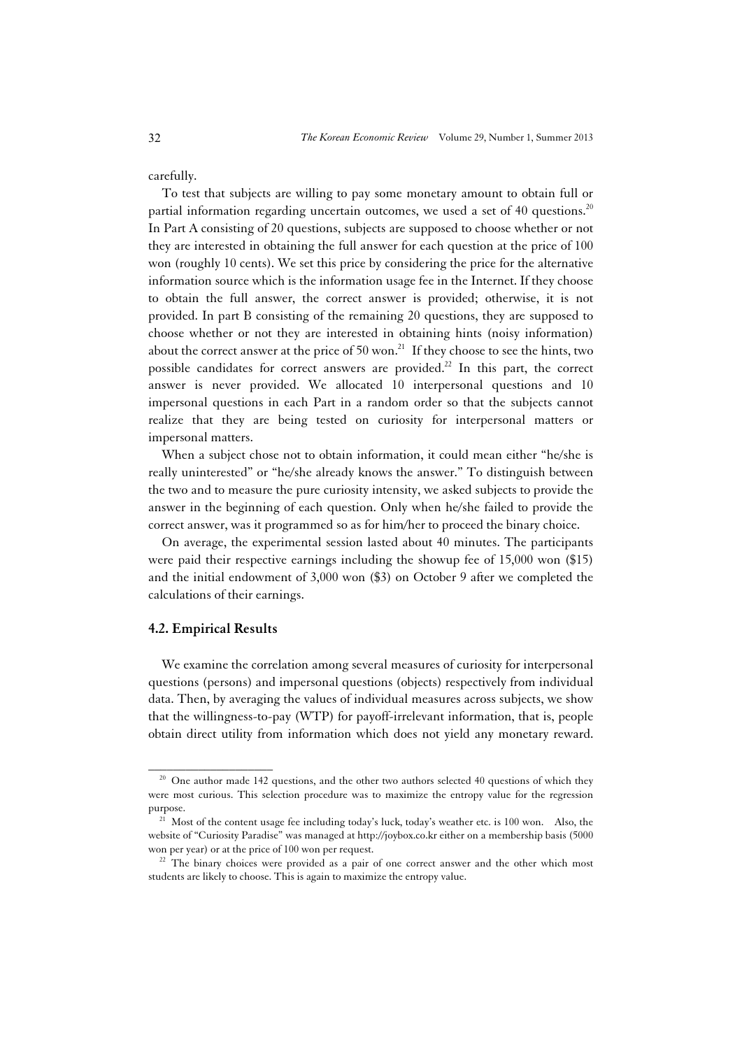carefully.

To test that subjects are willing to pay some monetary amount to obtain full or partial information regarding uncertain outcomes, we used a set of 40 questions.[20] In Part A consisting of 20 questions, subjects are supposed to choose whether or not they are interested in obtaining the full answer for each question at the price of 100 won (roughly 10 cents). We set this price by considering the price for the alternative information source which is the information usage fee in the Internet. If they choose to obtain the full answer, the correct answer is provided; otherwise, it is not provided. In part B consisting of the remaining 20 questions, they are supposed to choose whether or not they are interested in obtaining hints (noisy information) about the correct answer at the price of 50 won.[21] If they choose to see the hints, two possible candidates for correct answers are provided.[22] In this part, the correct answer is never provided. We allocated 10 interpersonal questions and 10 impersonal questions in each Part in a random order so that the subjects cannot realize that they are being tested on curiosity for interpersonal matters or impersonal matters.

When a subject chose not to obtain information, it could mean either "he/she is really uninterested" or "he/she already knows the answer." To distinguish between the two and to measure the pure curiosity intensity, we asked subjects to provide the answer in the beginning of each question. Only when he/she failed to provide the correct answer, was it programmed so as for him/her to proceed the binary choice.

On average, the experimental session lasted about 40 minutes. The participants were paid their respective earnings including the showup fee of 15,000 won ($15) and the initial endowment of 3,000 won ($3) on October 9 after we completed the calculations of their earnings.

### 4.2. Empirical Results

We examine the correlation among several measures of curiosity for interpersonal questions (persons) and impersonal questions (objects) respectively from individual data. Then, by averaging the values of individual measures across subjects, we show that the willingness-to-pay (WTP) for payoff-irrelevant information, that is, people obtain direct utility from information which does not yield any monetary reward.

---

[20] One author made 142 questions, and the other two authors selected 40 questions of which they were most curious. This selection procedure was to maximize the entropy value for the regression purpose.

[21] Most of the content usage fee including today's luck, today's weather etc. is 100 won. Also, the website of "Curiosity Paradise" was managed at http://joybox.co.kr either on a membership basis (5000 won per year) or at the price of 100 won per request.

[22] The binary choices were provided as a pair of one correct answer and the other which most students are likely to choose. This is again to maximize the entropy value.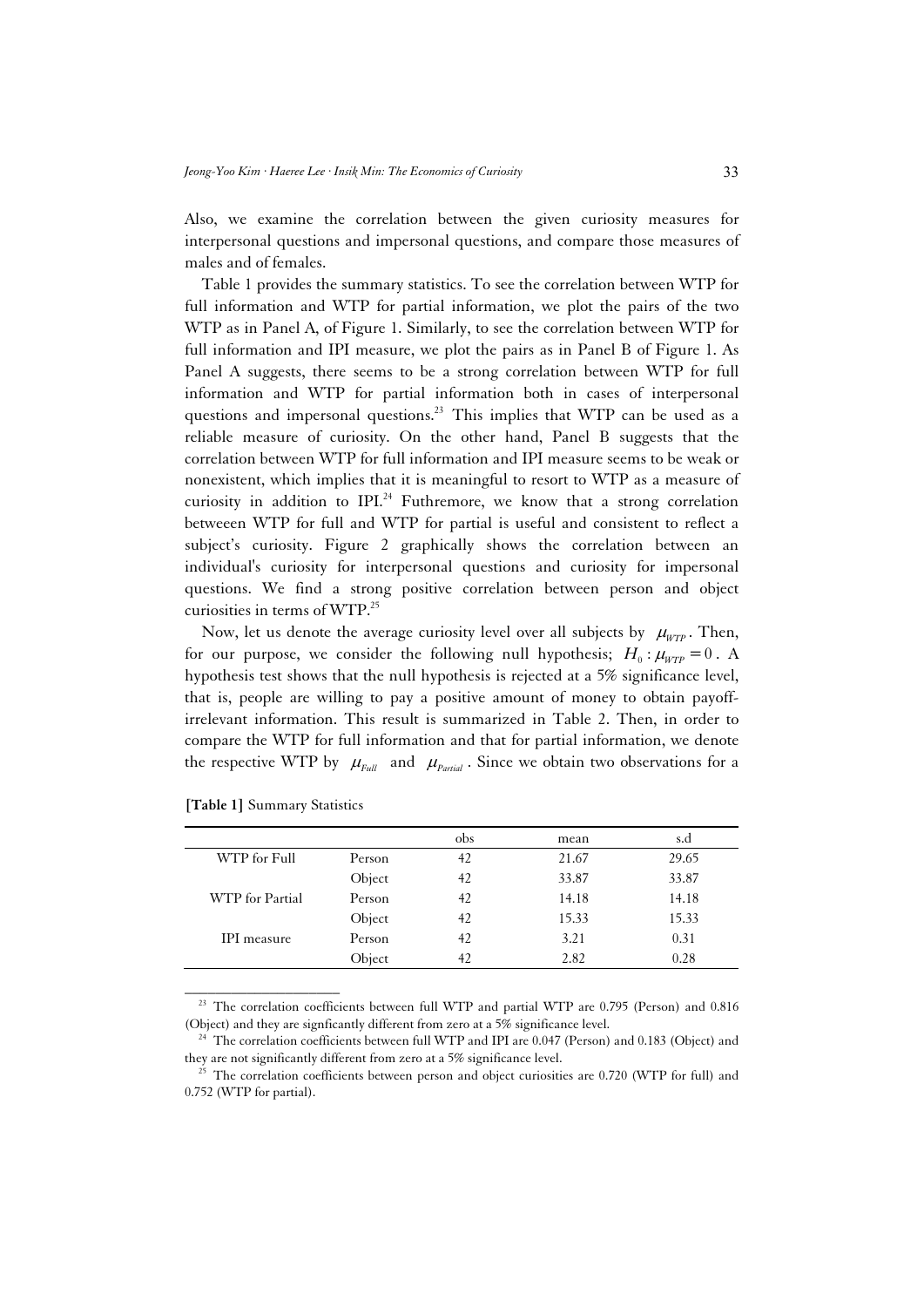Also, we examine the correlation between the given curiosity measures for interpersonal questions and impersonal questions, and compare those measures of males and of females.

Table 1 provides the summary statistics. To see the correlation between WTP for full information and WTP for partial information, we plot the pairs of the two WTP as in Panel A, of Figure 1. Similarly, to see the correlation between WTP for full information and IPI measure, we plot the pairs as in Panel B of Figure 1. As Panel A suggests, there seems to be a strong correlation between WTP for full information and WTP for partial information both in cases of interpersonal questions and impersonal questions.[23] This implies that WTP can be used as a reliable measure of curiosity. On the other hand, Panel B suggests that the correlation between WTP for full information and IPI measure seems to be weak or nonexistent, which implies that it is meaningful to resort to WTP as a measure of curiosity in addition to IPI.[24] Futhremore, we know that a strong correlation betweeen WTP for full and WTP for partial is useful and consistent to reflect a subject's curiosity. Figure 2 graphically shows the correlation between an individual's curiosity for interpersonal questions and curiosity for impersonal questions. We find a strong positive correlation between person and object curiosities in terms of WTP.[25]

Now, let us denote the average curiosity level over all subjects by $\mu_{WTP}$. Then, for our purpose, we consider the following null hypothesis; $H_0 : \mu_{WTP} = 0$. A hypothesis test shows that the null hypothesis is rejected at a 5% significance level, that is, people are willing to pay a positive amount of money to obtain payoff-irrelevant information. This result is summarized in Table 2. Then, in order to compare the WTP for full information and that for partial information, we denote the respective WTP by $\mu_{Full}$ and $\mu_{Partial}$. Since we obtain two observations for a

**[Table 1]** Summary Statistics

| | | obs | mean | s.d |
|---|---|---|---|---|
| WTP for Full | Person | 42 | 21.67 | 29.65 |
| | Object | 42 | 33.87 | 33.87 |
| WTP for Partial | Person | 42 | 14.18 | 14.18 |
| | Object | 42 | 15.33 | 15.33 |
| IPI measure | Person | 42 | 3.21 | 0.31 |
| | Object | 42 | 2.82 | 0.28 |

---

[23] The correlation coefficients between full WTP and partial WTP are 0.795 (Person) and 0.816 (Object) and they are signficantly different from zero at a 5% significance level.

[24] The correlation coefficients between full WTP and IPI are 0.047 (Person) and 0.183 (Object) and they are not significantly different from zero at a 5% significance level.

[25] The correlation coefficients between person and object curiosities are 0.720 (WTP for full) and 0.752 (WTP for partial).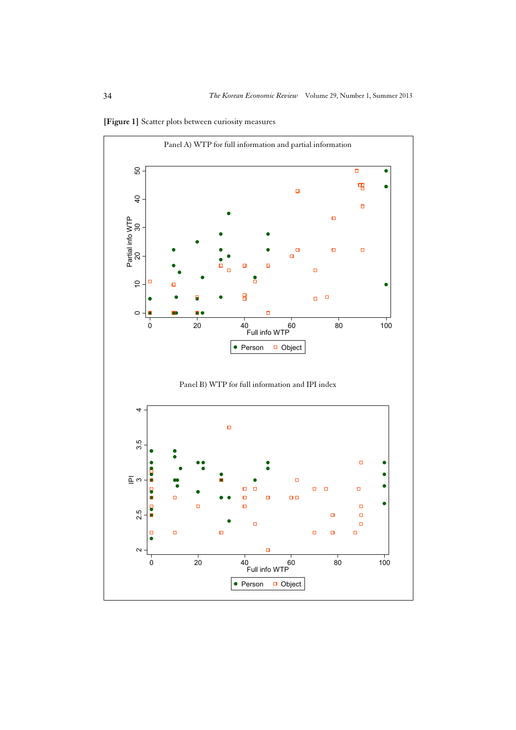**[Figure 1]** Scatter plots between curiosity measures

Panel A) WTP for full information and partial information

Panel B) WTP for full information and IPI index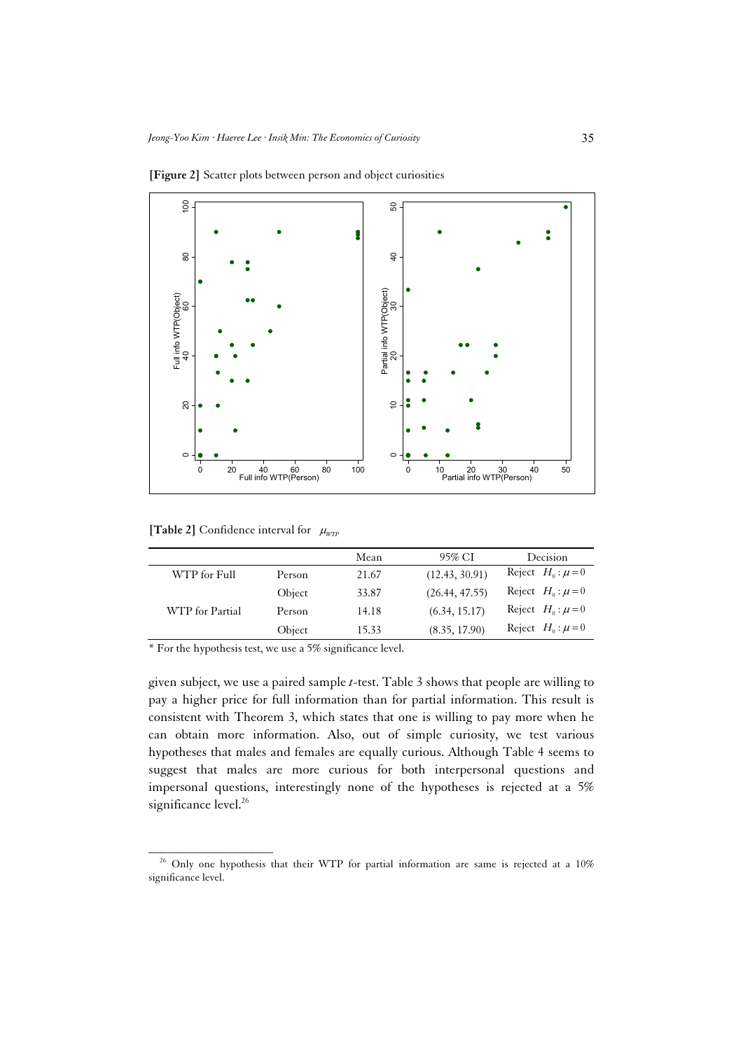**[Figure 2]** Scatter plots between person and object curiosities

**[Table 2]** Confidence interval for $\mu_{WTP}$

| | | Mean | 95% CI | Decision |
|---|---|---|---|---|
| WTP for Full | Person | 21.67 | (12.43, 30.91) | Reject $H_0 : \mu = 0$ |
| | Object | 33.87 | (26.44, 47.55) | Reject $H_0 : \mu = 0$ |
| WTP for Partial | Person | 14.18 | (6.34, 15.17) | Reject $H_0 : \mu = 0$ |
| | Object | 15.33 | (8.35, 17.90) | Reject $H_0 : \mu = 0$ |

\* For the hypothesis test, we use a 5% significance level.

given subject, we use a paired sample *t*-test. Table 3 shows that people are willing to pay a higher price for full information than for partial information. This result is consistent with Theorem 3, which states that one is willing to pay more when he can obtain more information. Also, out of simple curiosity, we test various hypotheses that males and females are equally curious. Although Table 4 seems to suggest that males are more curious for both interpersonal questions and impersonal questions, interestingly none of the hypotheses is rejected at a 5% significance level.[26]

[26] Only one hypothesis that their WTP for partial information are same is rejected at a 10% significance level.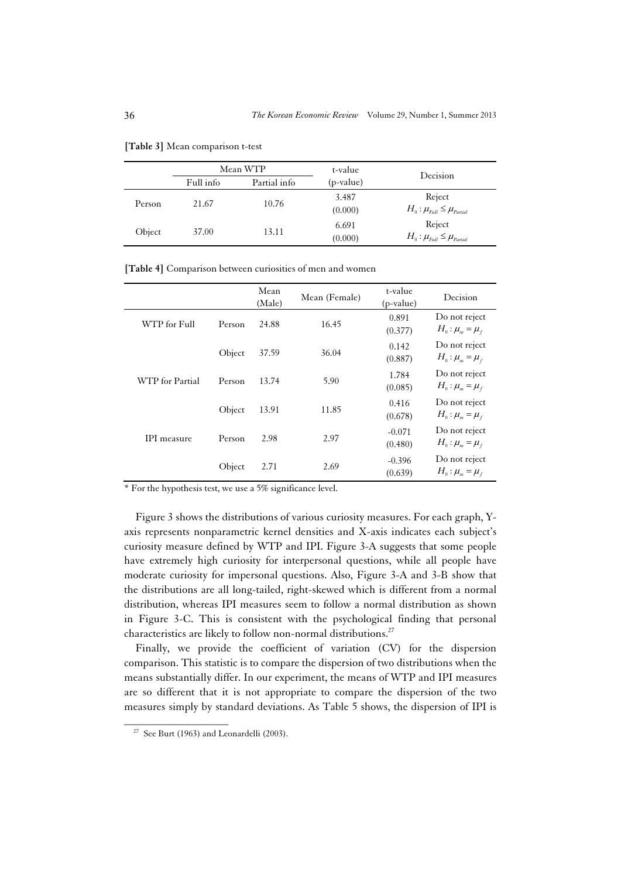**[Table 3]** Mean comparison t-test

| | Mean WTP | | t-value | Decision |
|---|---|---|---|---|
| | Full info | Partial info | (p-value) | |
| Person | 21.67 | 10.76 | 3.487 (0.000) | Reject $H_0 : \mu_{Full} \le \mu_{Partial}$ |
| Object | 37.00 | 13.11 | 6.691 (0.000) | Reject $H_0 : \mu_{Full} \le \mu_{Partial}$ |

**[Table 4]** Comparison between curiosities of men and women

| | | Mean (Male) | Mean (Female) | t-value (p-value) | Decision |
|---|---|---|---|---|---|
| WTP for Full | Person | 24.88 | 16.45 | 0.891 (0.377) | Do not reject $H_0 : \mu_m = \mu_f$ |
| | Object | 37.59 | 36.04 | 0.142 (0.887) | Do not reject $H_0 : \mu_m = \mu_f$ |
| WTP for Partial | Person | 13.74 | 5.90 | 1.784 (0.085) | Do not reject $H_0 : \mu_m = \mu_f$ |
| | Object | 13.91 | 11.85 | 0.416 (0.678) | Do not reject $H_0 : \mu_m = \mu_f$ |
| IPI measure | Person | 2.98 | 2.97 | -0.071 (0.480) | Do not reject $H_0 : \mu_m = \mu_f$ |
| | Object | 2.71 | 2.69 | -0.396 (0.639) | Do not reject $H_0 : \mu_m = \mu_f$ |

\* For the hypothesis test, we use a 5% significance level.

Figure 3 shows the distributions of various curiosity measures. For each graph, Y-axis represents nonparametric kernel densities and X-axis indicates each subject's curiosity measure defined by WTP and IPI. Figure 3-A suggests that some people have extremely high curiosity for interpersonal questions, while all people have moderate curiosity for impersonal questions. Also, Figure 3-A and 3-B show that the distributions are all long-tailed, right-skewed which is different from a normal distribution, whereas IPI measures seem to follow a normal distribution as shown in Figure 3-C. This is consistent with the psychological finding that personal characteristics are likely to follow non-normal distributions.[27]

Finally, we provide the coefficient of variation (CV) for the dispersion comparison. This statistic is to compare the dispersion of two distributions when the means substantially differ. In our experiment, the means of WTP and IPI measures are so different that it is not appropriate to compare the dispersion of the two measures simply by standard deviations. As Table 5 shows, the dispersion of IPI is

[27] See Burt (1963) and Leonardelli (2003).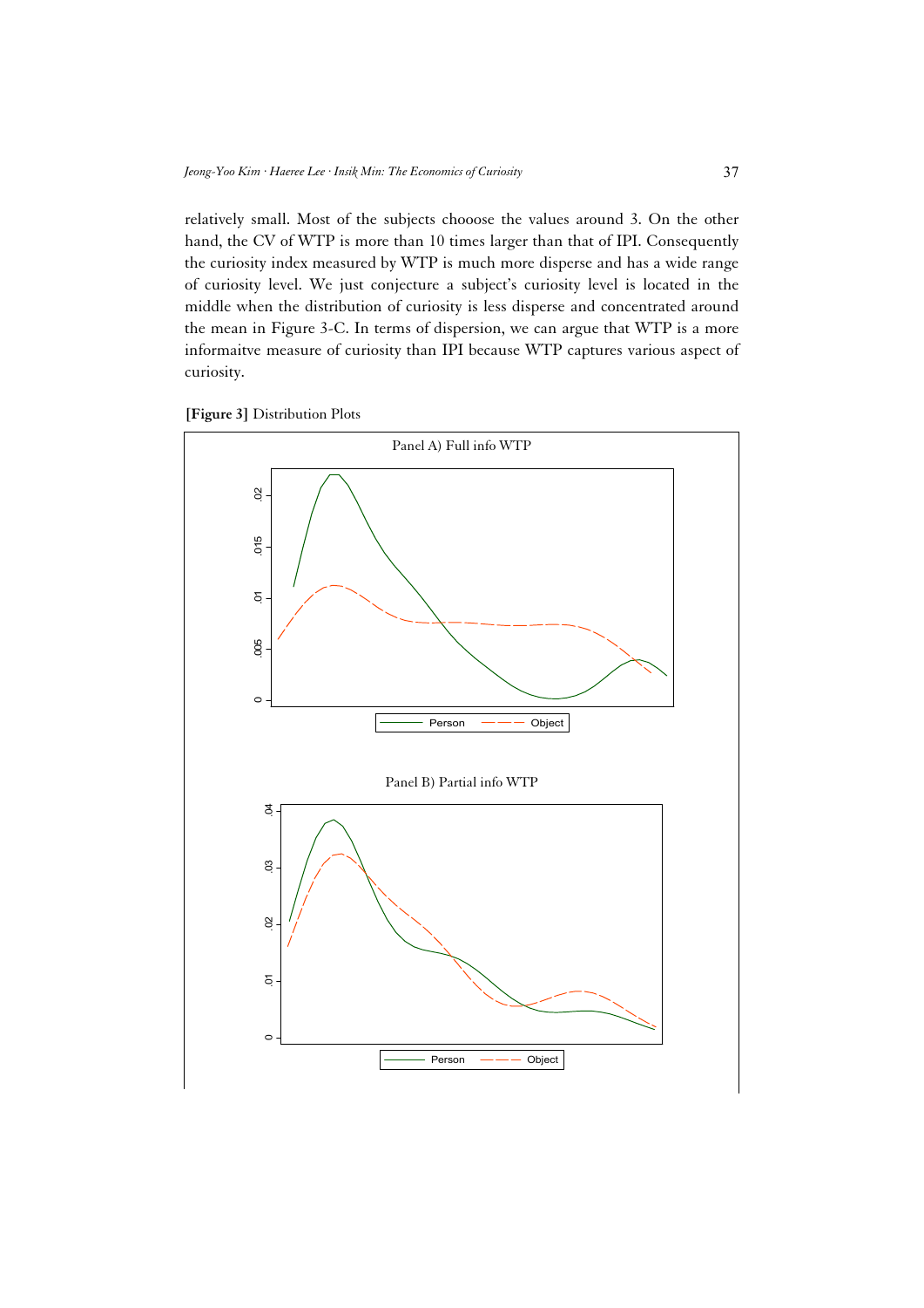relatively small. Most of the subjects chooose the values around 3. On the other hand, the CV of WTP is more than 10 times larger than that of IPI. Consequently the curiosity index measured by WTP is much more disperse and has a wide range of curiosity level. We just conjecture a subject's curiosity level is located in the middle when the distribution of curiosity is less disperse and concentrated around the mean in Figure 3-C. In terms of dispersion, we can argue that WTP is a more informaitve measure of curiosity than IPI because WTP captures various aspect of curiosity.

**[Figure 3]** Distribution Plots

Panel A) Full info WTP

Panel B) Partial info WTP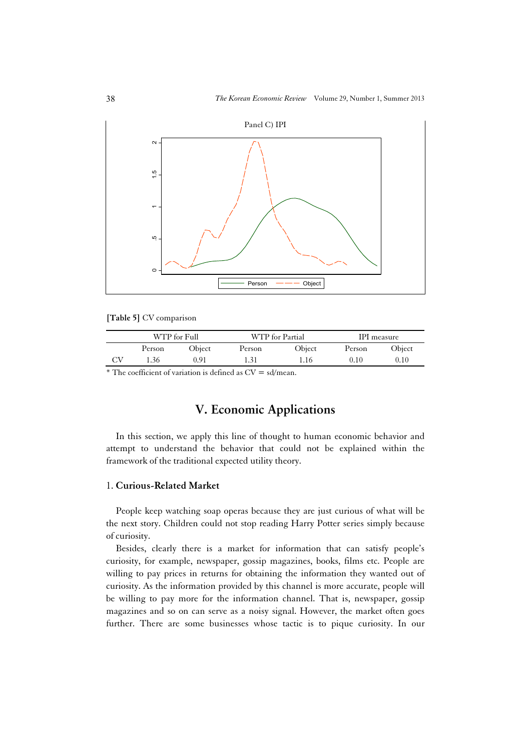Panel C) IPI

[Table 5] CV comparison

| | WTP for Full | | WTP for Partial | | IPI measure | |
|---|---|---|---|---|---|---|
| | Person | Object | Person | Object | Person | Object |
| CV | 1.36 | 0.91 | 1.31 | 1.16 | 0.10 | 0.10 |

* The coefficient of variation is defined as CV = sd/mean.

## V. Economic Applications

In this section, we apply this line of thought to human economic behavior and attempt to understand the behavior that could not be explained within the framework of the traditional expected utility theory.

### 1. Curious-Related Market

People keep watching soap operas because they are just curious of what will be the next story. Children could not stop reading Harry Potter series simply because of curiosity.

Besides, clearly there is a market for information that can satisfy people's curiosity, for example, newspaper, gossip magazines, books, films etc. People are willing to pay prices in returns for obtaining the information they wanted out of curiosity. As the information provided by this channel is more accurate, people will be willing to pay more for the information channel. That is, newspaper, gossip magazines and so on can serve as a noisy signal. However, the market often goes further. There are some businesses whose tactic is to pique curiosity. In our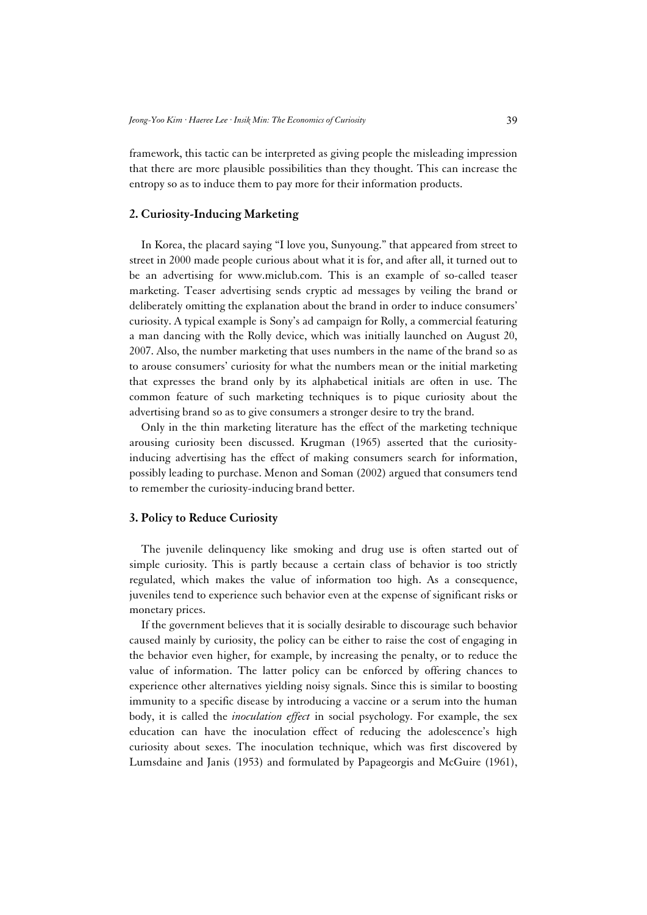framework, this tactic can be interpreted as giving people the misleading impression that there are more plausible possibilities than they thought. This can increase the entropy so as to induce them to pay more for their information products.

### 2. Curiosity-Inducing Marketing

In Korea, the placard saying "I love you, Sunyoung." that appeared from street to street in 2000 made people curious about what it is for, and after all, it turned out to be an advertising for www.miclub.com. This is an example of so-called teaser marketing. Teaser advertising sends cryptic ad messages by veiling the brand or deliberately omitting the explanation about the brand in order to induce consumers' curiosity. A typical example is Sony's ad campaign for Rolly, a commercial featuring a man dancing with the Rolly device, which was initially launched on August 20, 2007. Also, the number marketing that uses numbers in the name of the brand so as to arouse consumers' curiosity for what the numbers mean or the initial marketing that expresses the brand only by its alphabetical initials are often in use. The common feature of such marketing techniques is to pique curiosity about the advertising brand so as to give consumers a stronger desire to try the brand.

Only in the thin marketing literature has the effect of the marketing technique arousing curiosity been discussed. Krugman (1965) asserted that the curiosity-inducing advertising has the effect of making consumers search for information, possibly leading to purchase. Menon and Soman (2002) argued that consumers tend to remember the curiosity-inducing brand better.

### 3. Policy to Reduce Curiosity

The juvenile delinquency like smoking and drug use is often started out of simple curiosity. This is partly because a certain class of behavior is too strictly regulated, which makes the value of information too high. As a consequence, juveniles tend to experience such behavior even at the expense of significant risks or monetary prices.

If the government believes that it is socially desirable to discourage such behavior caused mainly by curiosity, the policy can be either to raise the cost of engaging in the behavior even higher, for example, by increasing the penalty, or to reduce the value of information. The latter policy can be enforced by offering chances to experience other alternatives yielding noisy signals. Since this is similar to boosting immunity to a specific disease by introducing a vaccine or a serum into the human body, it is called the *inoculation effect* in social psychology. For example, the sex education can have the inoculation effect of reducing the adolescence's high curiosity about sexes. The inoculation technique, which was first discovered by Lumsdaine and Janis (1953) and formulated by Papageorgis and McGuire (1961),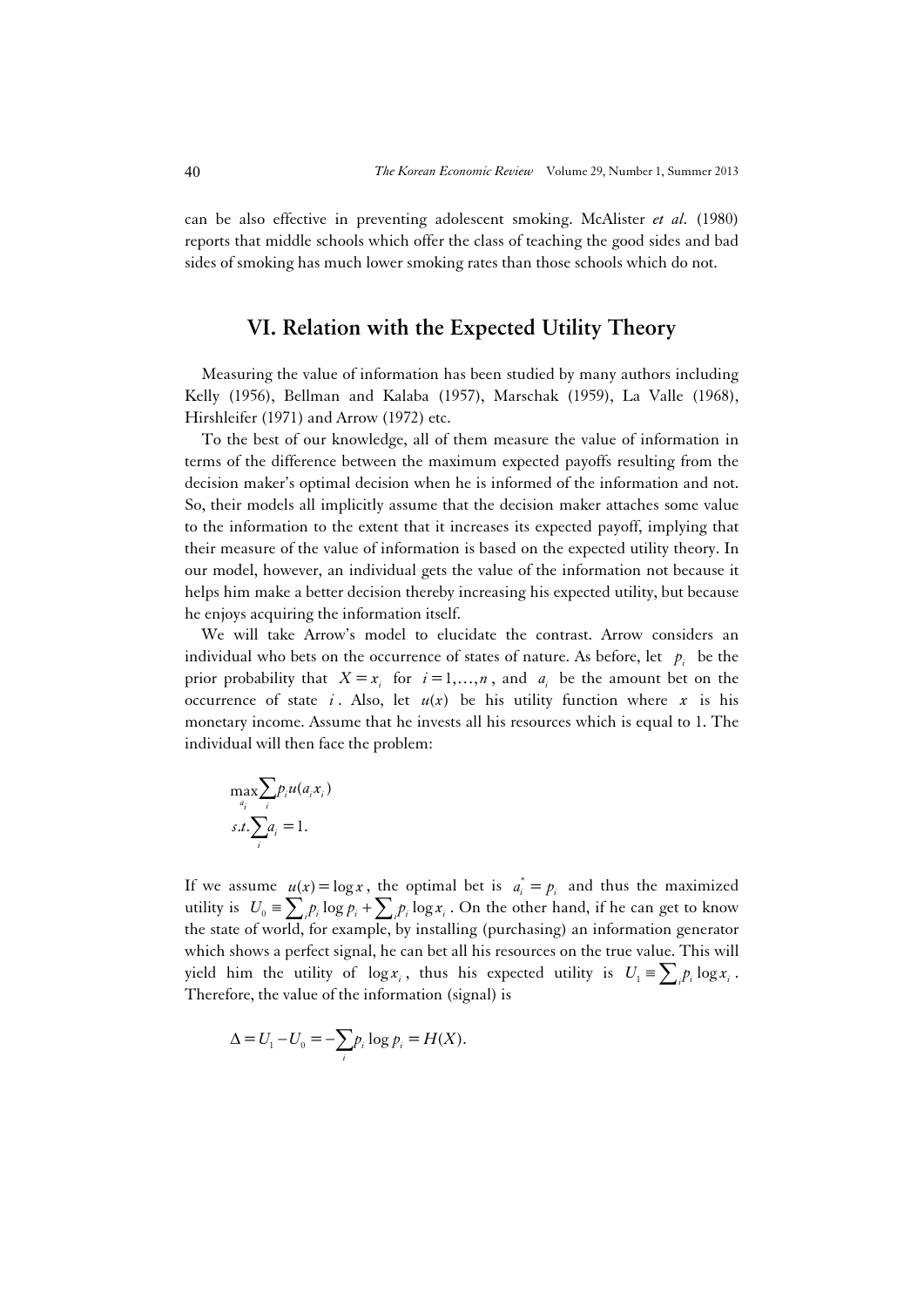can be also effective in preventing adolescent smoking. McAlister *et al.* (1980) reports that middle schools which offer the class of teaching the good sides and bad sides of smoking has much lower smoking rates than those schools which do not.

## VI. Relation with the Expected Utility Theory

Measuring the value of information has been studied by many authors including Kelly (1956), Bellman and Kalaba (1957), Marschak (1959), La Valle (1968), Hirshleifer (1971) and Arrow (1972) etc.

To the best of our knowledge, all of them measure the value of information in terms of the difference between the maximum expected payoffs resulting from the decision maker's optimal decision when he is informed of the information and not. So, their models all implicitly assume that the decision maker attaches some value to the information to the extent that it increases its expected payoff, implying that their measure of the value of information is based on the expected utility theory. In our model, however, an individual gets the value of the information not because it helps him make a better decision thereby increasing his expected utility, but because he enjoys acquiring the information itself.

We will take Arrow's model to elucidate the contrast. Arrow considers an individual who bets on the occurrence of states of nature. As before, let $p_i$ be the prior probability that $X = x_i$ for $i = 1, \ldots, n$, and $a_i$ be the amount bet on the occurrence of state $i$. Also, let $u(x)$ be his utility function where $x$ is his monetary income. Assume that he invests all his resources which is equal to 1. The individual will then face the problem:

$$\max_{a_i} \sum_i p_i u(a_i x_i)$$
$$s.t. \sum_i a_i = 1.$$

If we assume $u(x) = \log x$, the optimal bet is $a_i^* = p_i$ and thus the maximized utility is $U_0 \equiv \sum_i p_i \log p_i + \sum_i p_i \log x_i$. On the other hand, if he can get to know the state of world, for example, by installing (purchasing) an information generator which shows a perfect signal, he can bet all his resources on the true value. This will yield him the utility of $\log x_i$, thus his expected utility is $U_1 \equiv \sum_i p_i \log x_i$. Therefore, the value of the information (signal) is

$$\Delta = U_1 - U_0 = -\sum_i p_i \log p_i = H(X).$$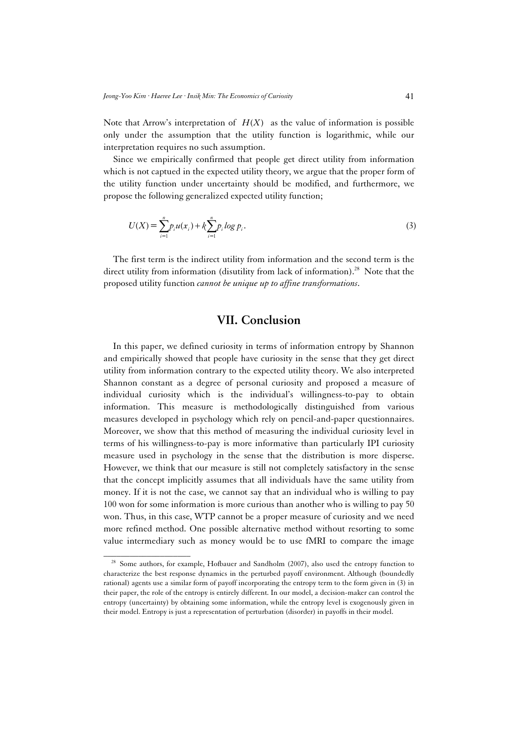Note that Arrow's interpretation of $H(X)$ as the value of information is possible only under the assumption that the utility function is logarithmic, while our interpretation requires no such assumption.

Since we empirically confirmed that people get direct utility from information which is not captued in the expected utility theory, we argue that the proper form of the utility function under uncertainty should be modified, and furthermore, we propose the following generalized expected utility function;

$$U(X) = \sum_{i=1}^{n} p_i u(x_i) + k \sum_{i=1}^{n} p_i \log p_i . \tag{3}$$

The first term is the indirect utility from information and the second term is the direct utility from information (disutility from lack of information).[28] Note that the proposed utility function *cannot be unique up to affine transformations*.

## VII. Conclusion

In this paper, we defined curiosity in terms of information entropy by Shannon and empirically showed that people have curiosity in the sense that they get direct utility from information contrary to the expected utility theory. We also interpreted Shannon constant as a degree of personal curiosity and proposed a measure of individual curiosity which is the individual's willingness-to-pay to obtain information. This measure is methodologically distinguished from various measures developed in psychology which rely on pencil-and-paper questionnaires. Moreover, we show that this method of measuring the individual curiosity level in terms of his willingness-to-pay is more informative than particularly IPI curiosity measure used in psychology in the sense that the distribution is more disperse. However, we think that our measure is still not completely satisfactory in the sense that the concept implicitly assumes that all individuals have the same utility from money. If it is not the case, we cannot say that an individual who is willing to pay 100 won for some information is more curious than another who is willing to pay 50 won. Thus, in this case, WTP cannot be a proper measure of curiosity and we need more refined method. One possible alternative method without resorting to some value intermediary such as money would be to use fMRI to compare the image

[28] Some authors, for example, Hofbauer and Sandholm (2007), also used the entropy function to characterize the best response dynamics in the perturbed payoff environment. Although (boundedly rational) agents use a similar form of payoff incorporating the entropy term to the form given in (3) in their paper, the role of the entropy is entirely different. In our model, a decision-maker can control the entropy (uncertainty) by obtaining some information, while the entropy level is exogenously given in their model. Entropy is just a representation of perturbation (disorder) in payoffs in their model.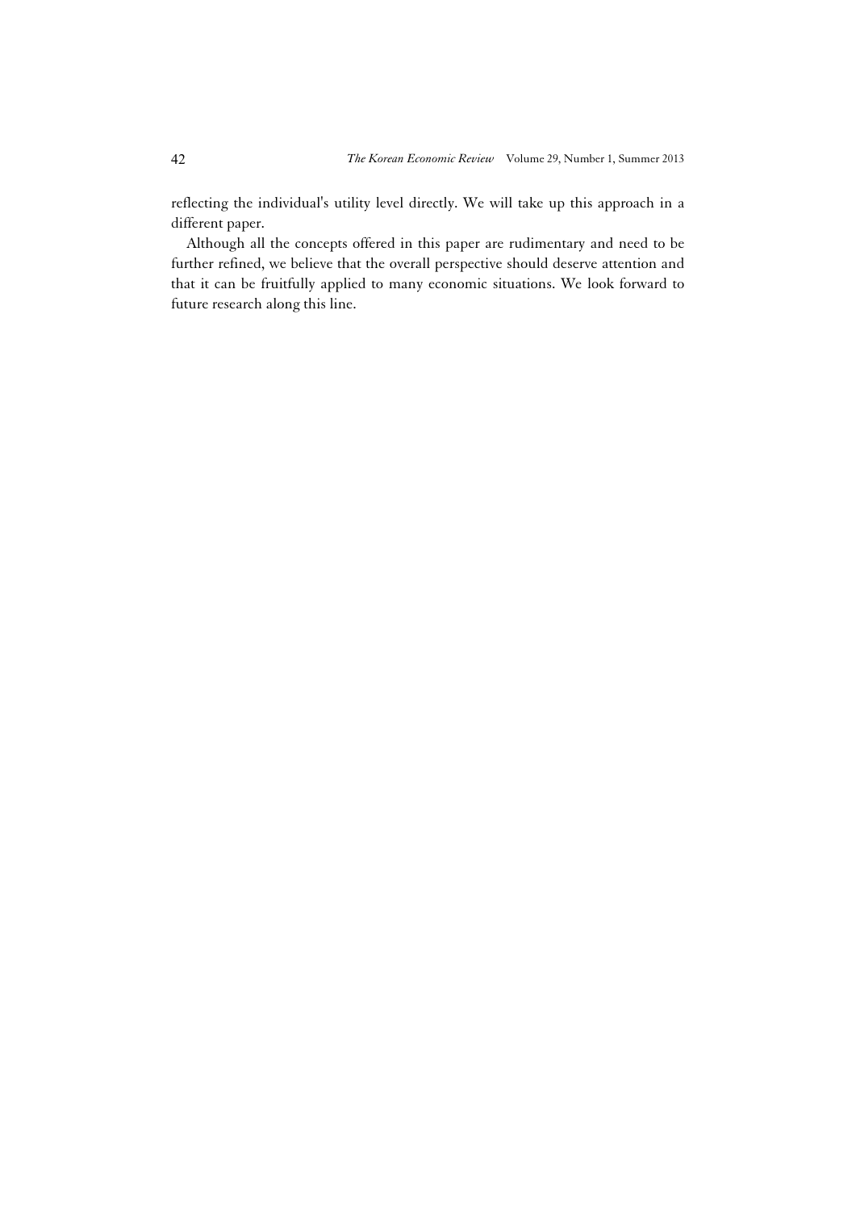reflecting the individual's utility level directly. We will take up this approach in a different paper.

Although all the concepts offered in this paper are rudimentary and need to be further refined, we believe that the overall perspective should deserve attention and that it can be fruitfully applied to many economic situations. We look forward to future research along this line.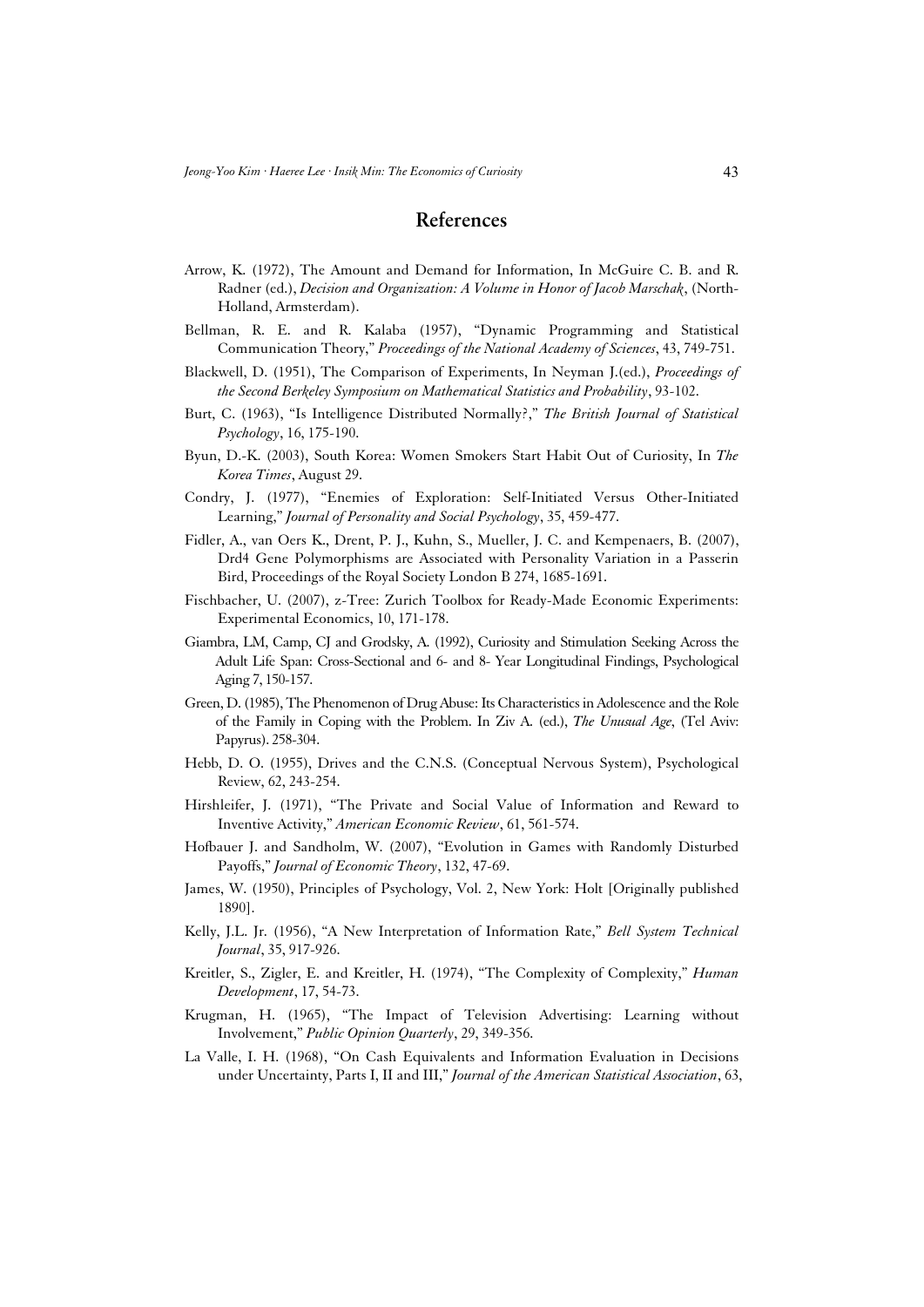# References

Arrow, K. (1972), The Amount and Demand for Information, In McGuire C. B. and R. Radner (ed.), *Decision and Organization: A Volume in Honor of Jacob Marschak*, (North-Holland, Armsterdam).

Bellman, R. E. and R. Kalaba (1957), "Dynamic Programming and Statistical Communication Theory," *Proceedings of the National Academy of Sciences*, 43, 749-751.

Blackwell, D. (1951), The Comparison of Experiments, In Neyman J.(ed.), *Proceedings of the Second Berkeley Symposium on Mathematical Statistics and Probability*, 93-102.

Burt, C. (1963), "Is Intelligence Distributed Normally?," *The British Journal of Statistical Psychology*, 16, 175-190.

Byun, D.-K. (2003), South Korea: Women Smokers Start Habit Out of Curiosity, In *The Korea Times*, August 29.

Condry, J. (1977), "Enemies of Exploration: Self-Initiated Versus Other-Initiated Learning," *Journal of Personality and Social Psychology*, 35, 459-477.

Fidler, A., van Oers K., Drent, P. J., Kuhn, S., Mueller, J. C. and Kempenaers, B. (2007), Drd4 Gene Polymorphisms are Associated with Personality Variation in a Passerin Bird, Proceedings of the Royal Society London B 274, 1685-1691.

Fischbacher, U. (2007), z-Tree: Zurich Toolbox for Ready-Made Economic Experiments: Experimental Economics, 10, 171-178.

Giambra, LM, Camp, CJ and Grodsky, A. (1992), Curiosity and Stimulation Seeking Across the Adult Life Span: Cross-Sectional and 6- and 8- Year Longitudinal Findings, Psychological Aging 7, 150-157.

Green, D. (1985), The Phenomenon of Drug Abuse: Its Characteristics in Adolescence and the Role of the Family in Coping with the Problem. In Ziv A. (ed.), *The Unusual Age*, (Tel Aviv: Papyrus). 258-304.

Hebb, D. O. (1955), Drives and the C.N.S. (Conceptual Nervous System), Psychological Review, 62, 243-254.

Hirshleifer, J. (1971), "The Private and Social Value of Information and Reward to Inventive Activity," *American Economic Review*, 61, 561-574.

Hofbauer J. and Sandholm, W. (2007), "Evolution in Games with Randomly Disturbed Payoffs," *Journal of Economic Theory*, 132, 47-69.

James, W. (1950), Principles of Psychology, Vol. 2, New York: Holt [Originally published 1890].

Kelly, J.L. Jr. (1956), "A New Interpretation of Information Rate," *Bell System Technical Journal*, 35, 917-926.

Kreitler, S., Zigler, E. and Kreitler, H. (1974), "The Complexity of Complexity," *Human Development*, 17, 54-73.

Krugman, H. (1965), "The Impact of Television Advertising: Learning without Involvement," *Public Opinion Quarterly*, 29, 349-356.

La Valle, I. H. (1968), "On Cash Equivalents and Information Evaluation in Decisions under Uncertainty, Parts I, II and III," *Journal of the American Statistical Association*, 63,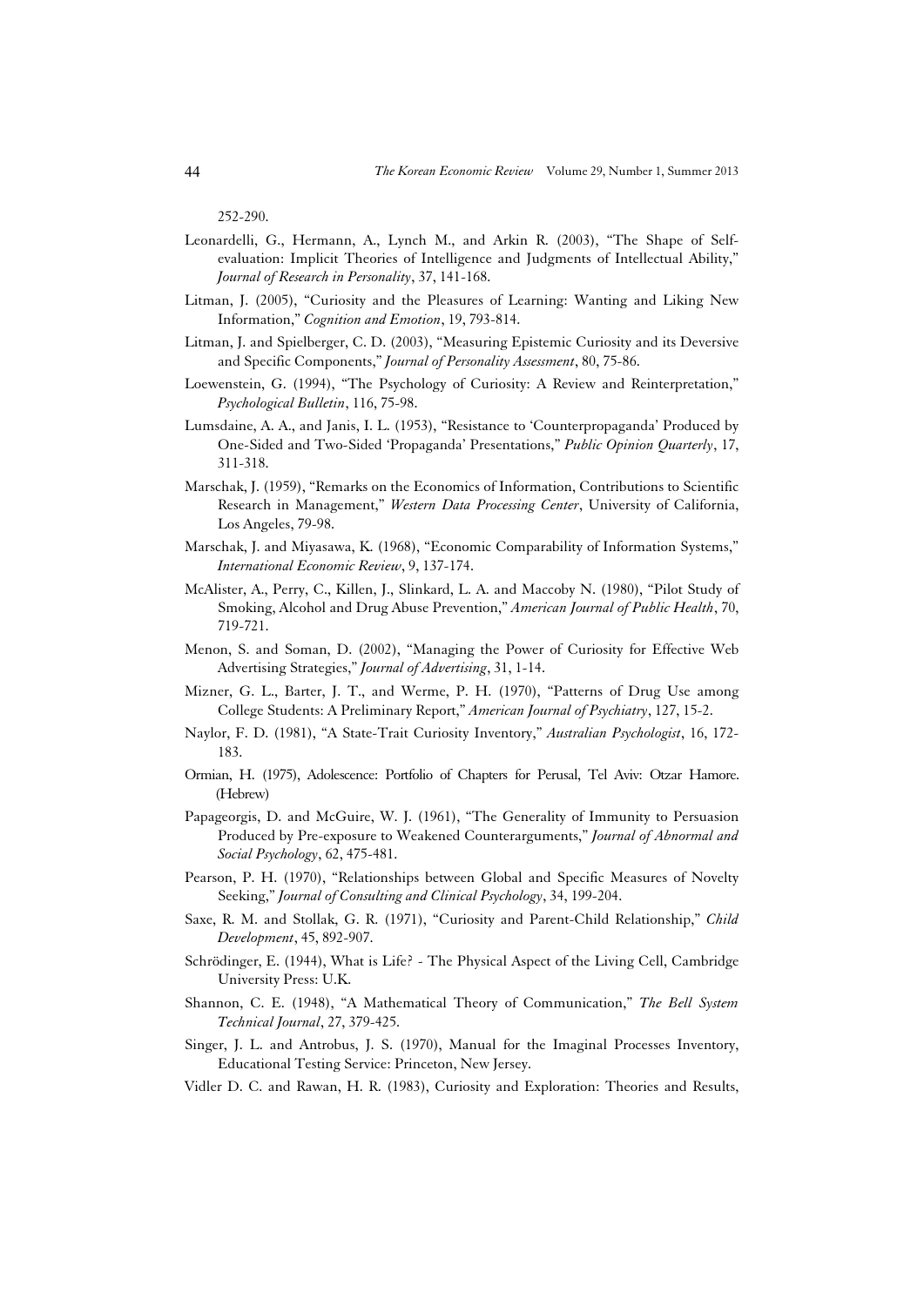252-290.

Leonardelli, G., Hermann, A., Lynch M., and Arkin R. (2003), "The Shape of Self-evaluation: Implicit Theories of Intelligence and Judgments of Intellectual Ability," *Journal of Research in Personality*, 37, 141-168.

Litman, J. (2005), "Curiosity and the Pleasures of Learning: Wanting and Liking New Information," *Cognition and Emotion*, 19, 793-814.

Litman, J. and Spielberger, C. D. (2003), "Measuring Epistemic Curiosity and its Deversive and Specific Components," *Journal of Personality Assessment*, 80, 75-86.

Loewenstein, G. (1994), "The Psychology of Curiosity: A Review and Reinterpretation," *Psychological Bulletin*, 116, 75-98.

Lumsdaine, A. A., and Janis, I. L. (1953), "Resistance to 'Counterpropaganda' Produced by One-Sided and Two-Sided 'Propaganda' Presentations," *Public Opinion Quarterly*, 17, 311-318.

Marschak, J. (1959), "Remarks on the Economics of Information, Contributions to Scientific Research in Management," *Western Data Processing Center*, University of California, Los Angeles, 79-98.

Marschak, J. and Miyasawa, K. (1968), "Economic Comparability of Information Systems," *International Economic Review*, 9, 137-174.

McAlister, A., Perry, C., Killen, J., Slinkard, L. A. and Maccoby N. (1980), "Pilot Study of Smoking, Alcohol and Drug Abuse Prevention," *American Journal of Public Health*, 70, 719-721.

Menon, S. and Soman, D. (2002), "Managing the Power of Curiosity for Effective Web Advertising Strategies," *Journal of Advertising*, 31, 1-14.

Mizner, G. L., Barter, J. T., and Werme, P. H. (1970), "Patterns of Drug Use among College Students: A Preliminary Report," *American Journal of Psychiatry*, 127, 15-2.

Naylor, F. D. (1981), "A State-Trait Curiosity Inventory," *Australian Psychologist*, 16, 172-183.

Ormian, H. (1975), Adolescence: Portfolio of Chapters for Perusal, Tel Aviv: Otzar Hamore. (Hebrew)

Papageorgis, D. and McGuire, W. J. (1961), "The Generality of Immunity to Persuasion Produced by Pre-exposure to Weakened Counterarguments," *Journal of Abnormal and Social Psychology*, 62, 475-481.

Pearson, P. H. (1970), "Relationships between Global and Specific Measures of Novelty Seeking," *Journal of Consulting and Clinical Psychology*, 34, 199-204.

Saxe, R. M. and Stollak, G. R. (1971), "Curiosity and Parent-Child Relationship," *Child Development*, 45, 892-907.

Schrödinger, E. (1944), What is Life? - The Physical Aspect of the Living Cell, Cambridge University Press: U.K.

Shannon, C. E. (1948), "A Mathematical Theory of Communication," *The Bell System Technical Journal*, 27, 379-425.

Singer, J. L. and Antrobus, J. S. (1970), Manual for the Imaginal Processes Inventory, Educational Testing Service: Princeton, New Jersey.

Vidler D. C. and Rawan, H. R. (1983), Curiosity and Exploration: Theories and Results,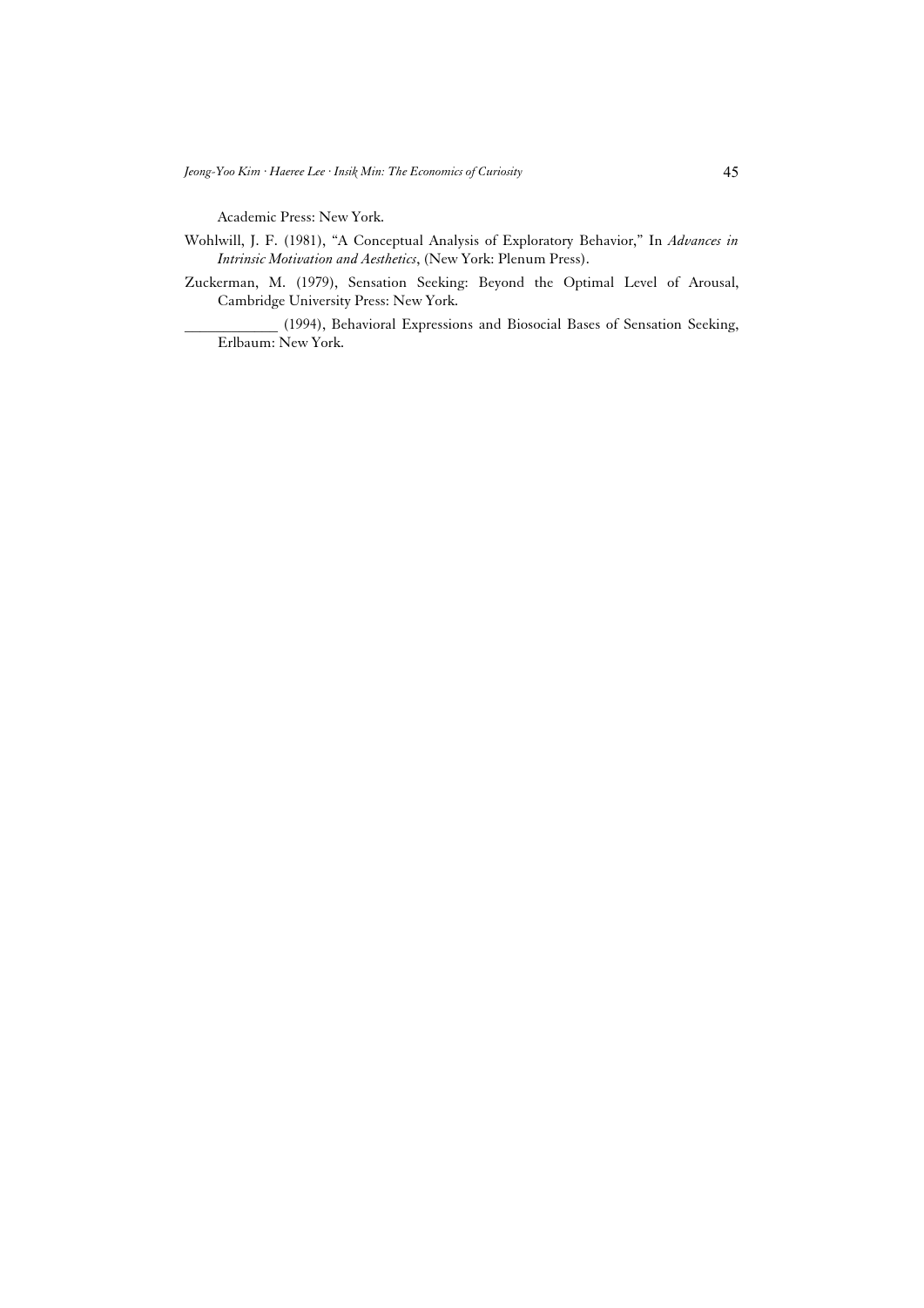Academic Press: New York.

Wohlwill, J. F. (1981), "A Conceptual Analysis of Exploratory Behavior," In *Advances in Intrinsic Motivation and Aesthetics*, (New York: Plenum Press).

Zuckerman, M. (1979), Sensation Seeking: Beyond the Optimal Level of Arousal, Cambridge University Press: New York.

\_\_\_\_\_\_\_\_\_\_\_\_ (1994), Behavioral Expressions and Biosocial Bases of Sensation Seeking, Erlbaum: New York.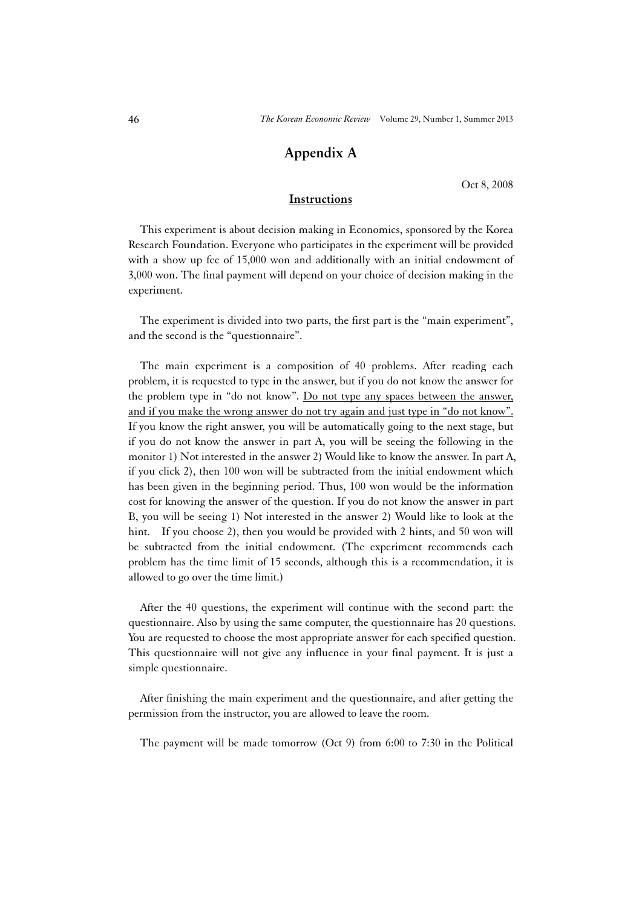# Appendix A

Oct 8, 2008

## Instructions

This experiment is about decision making in Economics, sponsored by the Korea Research Foundation. Everyone who participates in the experiment will be provided with a show up fee of 15,000 won and additionally with an initial endowment of 3,000 won. The final payment will depend on your choice of decision making in the experiment.

The experiment is divided into two parts, the first part is the "main experiment", and the second is the "questionnaire".

The main experiment is a composition of 40 problems. After reading each problem, it is requested to type in the answer, but if you do not know the answer for the problem type in "do not know". <u>Do not type any spaces between the answer, and if you make the wrong answer do not try again and just type in "do not know".</u> If you know the right answer, you will be automatically going to the next stage, but if you do not know the answer in part A, you will be seeing the following in the monitor 1) Not interested in the answer 2) Would like to know the answer. In part A, if you click 2), then 100 won will be subtracted from the initial endowment which has been given in the beginning period. Thus, 100 won would be the information cost for knowing the answer of the question. If you do not know the answer in part B, you will be seeing 1) Not interested in the answer 2) Would like to look at the hint. If you choose 2), then you would be provided with 2 hints, and 50 won will be subtracted from the initial endowment. (The experiment recommends each problem has the time limit of 15 seconds, although this is a recommendation, it is allowed to go over the time limit.)

After the 40 questions, the experiment will continue with the second part: the questionnaire. Also by using the same computer, the questionnaire has 20 questions. You are requested to choose the most appropriate answer for each specified question. This questionnaire will not give any influence in your final payment. It is just a simple questionnaire.

After finishing the main experiment and the questionnaire, and after getting the permission from the instructor, you are allowed to leave the room.

The payment will be made tomorrow (Oct 9) from 6:00 to 7:30 in the Political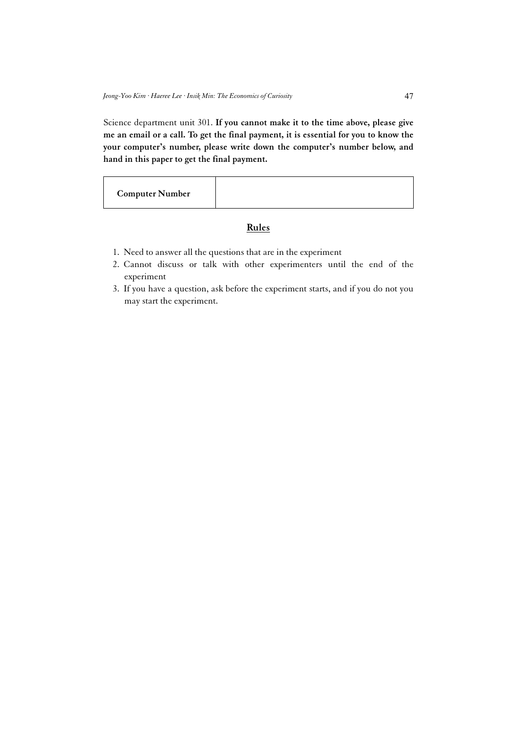Science department unit 301. **If you cannot make it to the time above, please give me an email or a call. To get the final payment, it is essential for you to know the your computer's number, please write down the computer's number below, and hand in this paper to get the final payment.**

| **Computer Number** | |
|---|---|

## Rules

1. Need to answer all the questions that are in the experiment
2. Cannot discuss or talk with other experimenters until the end of the experiment
3. If you have a question, ask before the experiment starts, and if you do not you may start the experiment.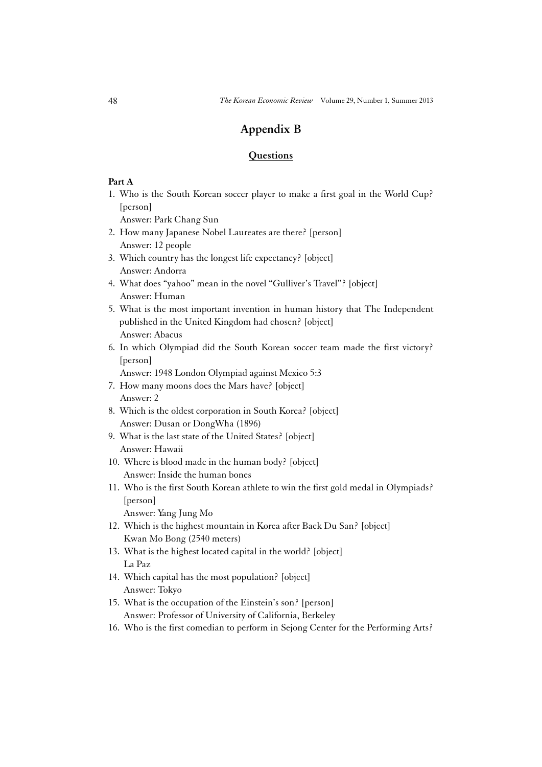# Appendix B

## Questions

**Part A**

1. Who is the South Korean soccer player to make a first goal in the World Cup? [person]
   Answer: Park Chang Sun
2. How many Japanese Nobel Laureates are there? [person]
   Answer: 12 people
3. Which country has the longest life expectancy? [object]
   Answer: Andorra
4. What does "yahoo" mean in the novel "Gulliver's Travel"? [object]
   Answer: Human
5. What is the most important invention in human history that The Independent published in the United Kingdom had chosen? [object]
   Answer: Abacus
6. In which Olympiad did the South Korean soccer team made the first victory? [person]
   Answer: 1948 London Olympiad against Mexico 5:3
7. How many moons does the Mars have? [object]
   Answer: 2
8. Which is the oldest corporation in South Korea? [object]
   Answer: Dusan or DongWha (1896)
9. What is the last state of the United States? [object]
   Answer: Hawaii
10. Where is blood made in the human body? [object]
    Answer: Inside the human bones
11. Who is the first South Korean athlete to win the first gold medal in Olympiads? [person]
    Answer: Yang Jung Mo
12. Which is the highest mountain in Korea after Baek Du San? [object]
    Kwan Mo Bong (2540 meters)
13. What is the highest located capital in the world? [object]
    La Paz
14. Which capital has the most population? [object]
    Answer: Tokyo
15. What is the occupation of the Einstein's son? [person]
    Answer: Professor of University of California, Berkeley
16. Who is the first comedian to perform in Sejong Center for the Performing Arts?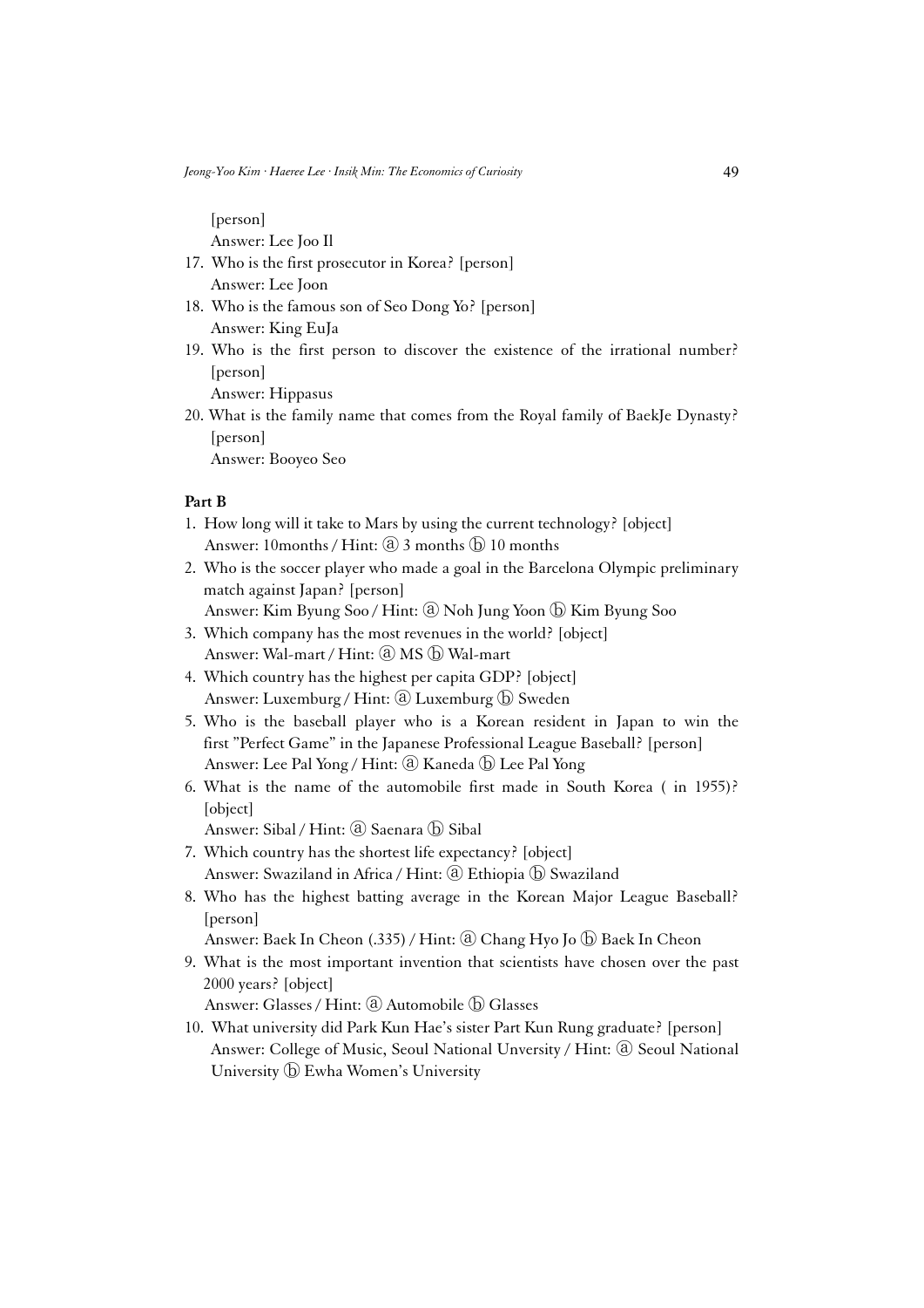[person]
Answer: Lee Joo Il

17. Who is the first prosecutor in Korea? [person]
    Answer: Lee Joon
18. Who is the famous son of Seo Dong Yo? [person]
    Answer: King EuJa
19. Who is the first person to discover the existence of the irrational number? [person]
    Answer: Hippasus
20. What is the family name that comes from the Royal family of BaekJe Dynasty? [person]
    Answer: Booyeo Seo

**Part B**

1. How long will it take to Mars by using the current technology? [object]
   Answer: 10months / Hint: ⓐ 3 months ⓑ 10 months
2. Who is the soccer player who made a goal in the Barcelona Olympic preliminary match against Japan? [person]
   Answer: Kim Byung Soo / Hint: ⓐ Noh Jung Yoon ⓑ Kim Byung Soo
3. Which company has the most revenues in the world? [object]
   Answer: Wal-mart / Hint: ⓐ MS ⓑ Wal-mart
4. Which country has the highest per capita GDP? [object]
   Answer: Luxemburg / Hint: ⓐ Luxemburg ⓑ Sweden
5. Who is the baseball player who is a Korean resident in Japan to win the first "Perfect Game" in the Japanese Professional League Baseball? [person]
   Answer: Lee Pal Yong / Hint: ⓐ Kaneda ⓑ Lee Pal Yong
6. What is the name of the automobile first made in South Korea ( in 1955)? [object]
   Answer: Sibal / Hint: ⓐ Saenara ⓑ Sibal
7. Which country has the shortest life expectancy? [object]
   Answer: Swaziland in Africa / Hint: ⓐ Ethiopia ⓑ Swaziland
8. Who has the highest batting average in the Korean Major League Baseball? [person]
   Answer: Baek In Cheon (.335) / Hint: ⓐ Chang Hyo Jo ⓑ Baek In Cheon
9. What is the most important invention that scientists have chosen over the past 2000 years? [object]
   Answer: Glasses / Hint: ⓐ Automobile ⓑ Glasses
10. What university did Park Kun Hae's sister Part Kun Rung graduate? [person]
    Answer: College of Music, Seoul National Unversity / Hint: ⓐ Seoul National University ⓑ Ewha Women's University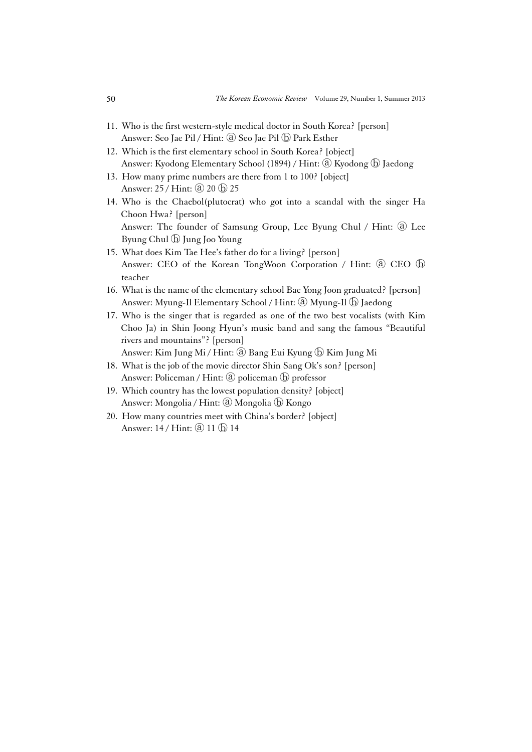11. Who is the first western-style medical doctor in South Korea? [person]
    Answer: Seo Jae Pil / Hint: ⓐ Seo Jae Pil ⓑ Park Esther
12. Which is the first elementary school in South Korea? [object]
    Answer: Kyodong Elementary School (1894) / Hint: ⓐ Kyodong ⓑ Jaedong
13. How many prime numbers are there from 1 to 100? [object]
    Answer: 25 / Hint: ⓐ 20 ⓑ 25
14. Who is the Chaebol(plutocrat) who got into a scandal with the singer Ha Choon Hwa? [person]
    Answer: The founder of Samsung Group, Lee Byung Chul / Hint: ⓐ Lee Byung Chul ⓑ Jung Joo Young
15. What does Kim Tae Hee's father do for a living? [person]
    Answer: CEO of the Korean TongWoon Corporation / Hint: ⓐ CEO ⓑ teacher
16. What is the name of the elementary school Bae Yong Joon graduated? [person]
    Answer: Myung-Il Elementary School / Hint: ⓐ Myung-Il ⓑ Jaedong
17. Who is the singer that is regarded as one of the two best vocalists (with Kim Choo Ja) in Shin Joong Hyun's music band and sang the famous "Beautiful rivers and mountains"? [person]
    Answer: Kim Jung Mi / Hint: ⓐ Bang Eui Kyung ⓑ Kim Jung Mi
18. What is the job of the movie director Shin Sang Ok's son? [person]
    Answer: Policeman / Hint: ⓐ policeman ⓑ professor
19. Which country has the lowest population density? [object]
    Answer: Mongolia / Hint: ⓐ Mongolia ⓑ Kongo
20. How many countries meet with China's border? [object]
    Answer: 14 / Hint: ⓐ 11 ⓑ 14